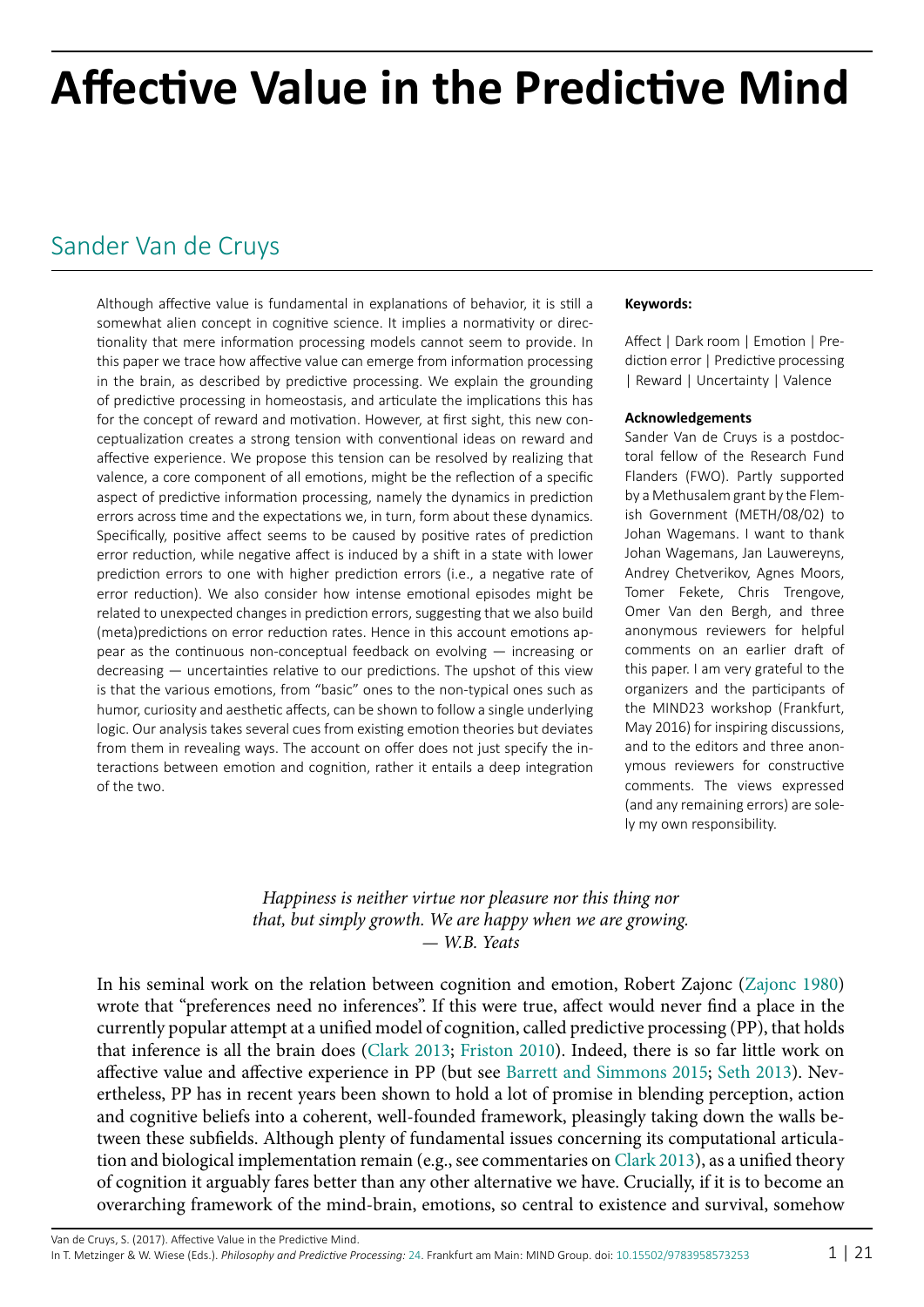# Affective Value in the Predictive Mind

## Sander Van de Cruys

Although affective value is fundamental in explanations of behavior, it is still a somewhat alien concept in cognitive science. It implies a normativity or directionality that mere information processing models cannot seem to provide. In this paper we trace how affective value can emerge from information processing in the brain, as described by predictive processing. We explain the grounding of predictive processing in homeostasis, and articulate the implications this has for the concept of reward and motivation. However, at first sight, this new conceptualization creates a strong tension with conventional ideas on reward and affective experience. We propose this tension can be resolved by realizing that valence, a core component of all emotions, might be the reflection of a specific aspect of predictive information processing, namely the dynamics in prediction errors across time and the expectations we, in turn, form about these dynamics. Specifically, positive affect seems to be caused by positive rates of prediction error reduction, while negative affect is induced by a shift in a state with lower prediction errors to one with higher prediction errors (i.e., a negative rate of error reduction). We also consider how intense emotional episodes might be related to unexpected changes in prediction errors, suggesting that we also build (meta)predictions on error reduction rates. Hence in this account emotions appear as the continuous non-conceptual feedback on evolving — increasing or decreasing — uncertainties relative to our predictions. The upshot of this view is that the various emotions, from "basic" ones to the non-typical ones such as humor, curiosity and aesthetic affects, can be shown to follow a single underlying logic. Our analysis takes several cues from existing emotion theories but deviates from them in revealing ways. The account on offer does not just specify the interactions between emotion and cognition, rather it entails a deep integration of the two.

**Keywords:**

Affect | Dark room | Emotion | Prediction error | Predictive processing | Reward | Uncertainty | Valence

**Acknowledgements**

Sander Van de Cruys is a postdoctoral fellow of the Research Fund Flanders (FWO). Partly supported by a Methusalem grant by the Flemish Government (METH/08/02) to Johan Wagemans. I want to thank Johan Wagemans, Jan Lauwereyns, Andrey Chetverikov, Agnes Moors, Tomer Fekete, Chris Trengove, Omer Van den Bergh, and three anonymous reviewers for helpful comments on an earlier draft of this paper. I am very grateful to the organizers and the participants of the MIND23 workshop (Frankfurt, May 2016) for inspiring discussions, and to the editors and three anonymous reviewers for constructive comments. The views expressed (and any remaining errors) are solely my own responsibility.

*Happiness is neither virtue nor pleasure nor this thing nor that, but simply growth. We are happy when we are growing.*
*— W.B. Yeats*

In his seminal work on the relation between cognition and emotion, Robert Zajonc (Zajonc 1980) wrote that "preferences need no inferences". If this were true, affect would never find a place in the currently popular attempt at a unified model of cognition, called predictive processing (PP), that holds that inference is all the brain does (Clark 2013; Friston 2010). Indeed, there is so far little work on affective value and affective experience in PP (but see Barrett and Simmons 2015; Seth 2013). Nevertheless, PP has in recent years been shown to hold a lot of promise in blending perception, action and cognitive beliefs into a coherent, well-founded framework, pleasingly taking down the walls between these subfields. Although plenty of fundamental issues concerning its computational articulation and biological implementation remain (e.g., see commentaries on Clark 2013), as a unified theory of cognition it arguably fares better than any other alternative we have. Crucially, if it is to become an overarching framework of the mind-brain, emotions, so central to existence and survival, somehow

Van de Cruys, S. (2017). Affective Value in the Predictive Mind.
In T. Metzinger & W. Wiese (Eds.). *Philosophy and Predictive Processing:* 24. Frankfurt am Main: MIND Group. doi: 10.15502/9783958573253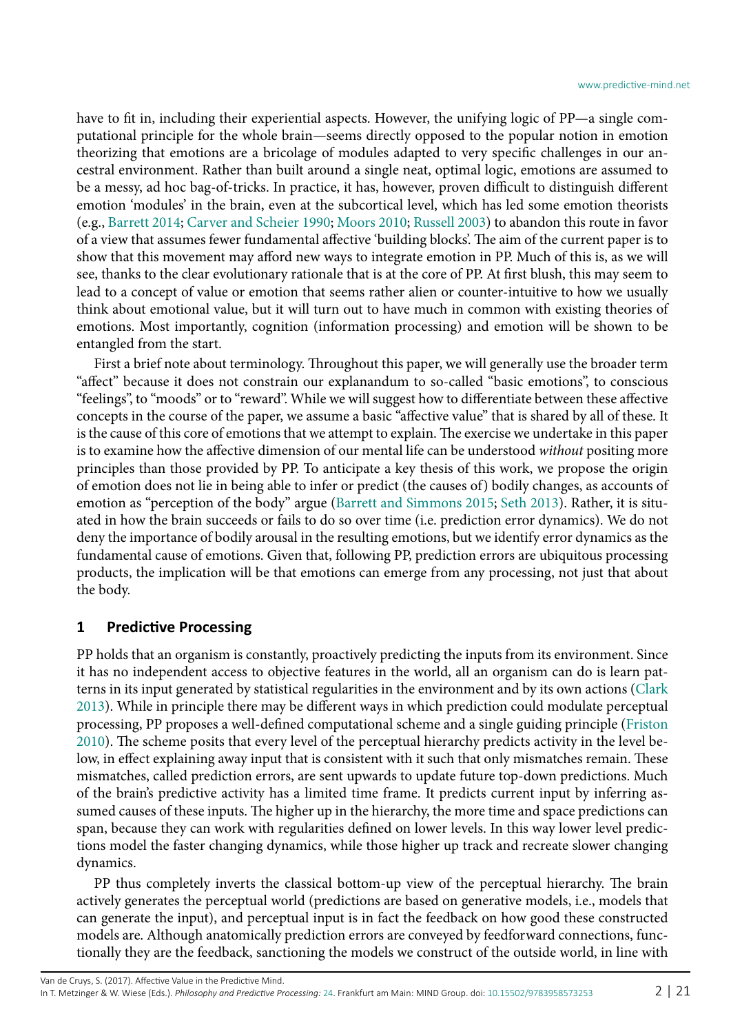have to fit in, including their experiential aspects. However, the unifying logic of PP—a single computational principle for the whole brain—seems directly opposed to the popular notion in emotion theorizing that emotions are a bricolage of modules adapted to very specific challenges in our ancestral environment. Rather than built around a single neat, optimal logic, emotions are assumed to be a messy, ad hoc bag-of-tricks. In practice, it has, however, proven difficult to distinguish different emotion 'modules' in the brain, even at the subcortical level, which has led some emotion theorists (e.g., Barrett 2014; Carver and Scheier 1990; Moors 2010; Russell 2003) to abandon this route in favor of a view that assumes fewer fundamental affective 'building blocks'. The aim of the current paper is to show that this movement may afford new ways to integrate emotion in PP. Much of this is, as we will see, thanks to the clear evolutionary rationale that is at the core of PP. At first blush, this may seem to lead to a concept of value or emotion that seems rather alien or counter-intuitive to how we usually think about emotional value, but it will turn out to have much in common with existing theories of emotions. Most importantly, cognition (information processing) and emotion will be shown to be entangled from the start.

First a brief note about terminology. Throughout this paper, we will generally use the broader term "affect" because it does not constrain our explanandum to so-called "basic emotions", to conscious "feelings", to "moods" or to "reward". While we will suggest how to differentiate between these affective concepts in the course of the paper, we assume a basic "affective value" that is shared by all of these. It is the cause of this core of emotions that we attempt to explain. The exercise we undertake in this paper is to examine how the affective dimension of our mental life can be understood *without* positing more principles than those provided by PP. To anticipate a key thesis of this work, we propose the origin of emotion does not lie in being able to infer or predict (the causes of) bodily changes, as accounts of emotion as "perception of the body" argue (Barrett and Simmons 2015; Seth 2013). Rather, it is situated in how the brain succeeds or fails to do so over time (i.e. prediction error dynamics). We do not deny the importance of bodily arousal in the resulting emotions, but we identify error dynamics as the fundamental cause of emotions. Given that, following PP, prediction errors are ubiquitous processing products, the implication will be that emotions can emerge from any processing, not just that about the body.

## 1 Predictive Processing

PP holds that an organism is constantly, proactively predicting the inputs from its environment. Since it has no independent access to objective features in the world, all an organism can do is learn patterns in its input generated by statistical regularities in the environment and by its own actions (Clark 2013). While in principle there may be different ways in which prediction could modulate perceptual processing, PP proposes a well-defined computational scheme and a single guiding principle (Friston 2010). The scheme posits that every level of the perceptual hierarchy predicts activity in the level below, in effect explaining away input that is consistent with it such that only mismatches remain. These mismatches, called prediction errors, are sent upwards to update future top-down predictions. Much of the brain's predictive activity has a limited time frame. It predicts current input by inferring assumed causes of these inputs. The higher up in the hierarchy, the more time and space predictions can span, because they can work with regularities defined on lower levels. In this way lower level predictions model the faster changing dynamics, while those higher up track and recreate slower changing dynamics.

PP thus completely inverts the classical bottom-up view of the perceptual hierarchy. The brain actively generates the perceptual world (predictions are based on generative models, i.e., models that can generate the input), and perceptual input is in fact the feedback on how good these constructed models are. Although anatomically prediction errors are conveyed by feedforward connections, functionally they are the feedback, sanctioning the models we construct of the outside world, in line with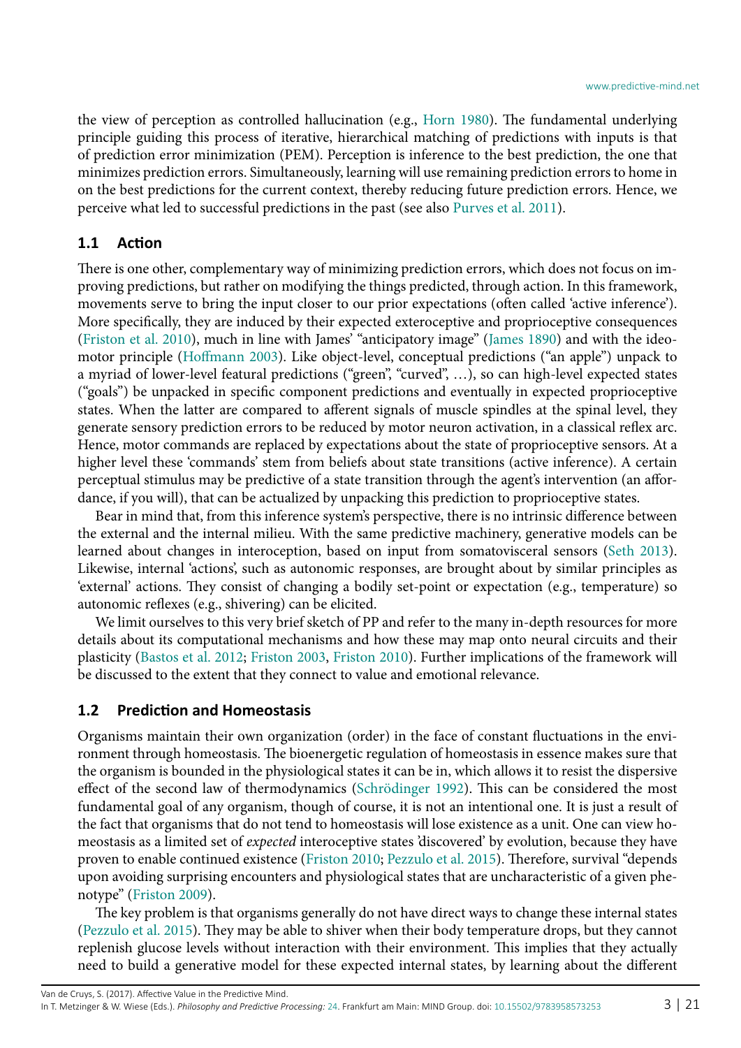the view of perception as controlled hallucination (e.g., Horn 1980). The fundamental underlying principle guiding this process of iterative, hierarchical matching of predictions with inputs is that of prediction error minimization (PEM). Perception is inference to the best prediction, the one that minimizes prediction errors. Simultaneously, learning will use remaining prediction errors to home in on the best predictions for the current context, thereby reducing future prediction errors. Hence, we perceive what led to successful predictions in the past (see also Purves et al. 2011).

## 1.1 Action

There is one other, complementary way of minimizing prediction errors, which does not focus on improving predictions, but rather on modifying the things predicted, through action. In this framework, movements serve to bring the input closer to our prior expectations (often called 'active inference'). More specifically, they are induced by their expected exteroceptive and proprioceptive consequences (Friston et al. 2010), much in line with James' "anticipatory image" (James 1890) and with the ideomotor principle (Hoffmann 2003). Like object-level, conceptual predictions ("an apple") unpack to a myriad of lower-level featural predictions ("green", "curved", …), so can high-level expected states ("goals") be unpacked in specific component predictions and eventually in expected proprioceptive states. When the latter are compared to afferent signals of muscle spindles at the spinal level, they generate sensory prediction errors to be reduced by motor neuron activation, in a classical reflex arc. Hence, motor commands are replaced by expectations about the state of proprioceptive sensors. At a higher level these 'commands' stem from beliefs about state transitions (active inference). A certain perceptual stimulus may be predictive of a state transition through the agent's intervention (an affordance, if you will), that can be actualized by unpacking this prediction to proprioceptive states.

Bear in mind that, from this inference system's perspective, there is no intrinsic difference between the external and the internal milieu. With the same predictive machinery, generative models can be learned about changes in interoception, based on input from somatovisceral sensors (Seth 2013). Likewise, internal 'actions', such as autonomic responses, are brought about by similar principles as 'external' actions. They consist of changing a bodily set-point or expectation (e.g., temperature) so autonomic reflexes (e.g., shivering) can be elicited.

We limit ourselves to this very brief sketch of PP and refer to the many in-depth resources for more details about its computational mechanisms and how these may map onto neural circuits and their plasticity (Bastos et al. 2012; Friston 2003, Friston 2010). Further implications of the framework will be discussed to the extent that they connect to value and emotional relevance.

## 1.2 Prediction and Homeostasis

Organisms maintain their own organization (order) in the face of constant fluctuations in the environment through homeostasis. The bioenergetic regulation of homeostasis in essence makes sure that the organism is bounded in the physiological states it can be in, which allows it to resist the dispersive effect of the second law of thermodynamics (Schrödinger 1992). This can be considered the most fundamental goal of any organism, though of course, it is not an intentional one. It is just a result of the fact that organisms that do not tend to homeostasis will lose existence as a unit. One can view homeostasis as a limited set of *expected* interoceptive states 'discovered' by evolution, because they have proven to enable continued existence (Friston 2010; Pezzulo et al. 2015). Therefore, survival "depends upon avoiding surprising encounters and physiological states that are uncharacteristic of a given phenotype" (Friston 2009).

The key problem is that organisms generally do not have direct ways to change these internal states (Pezzulo et al. 2015). They may be able to shiver when their body temperature drops, but they cannot replenish glucose levels without interaction with their environment. This implies that they actually need to build a generative model for these expected internal states, by learning about the different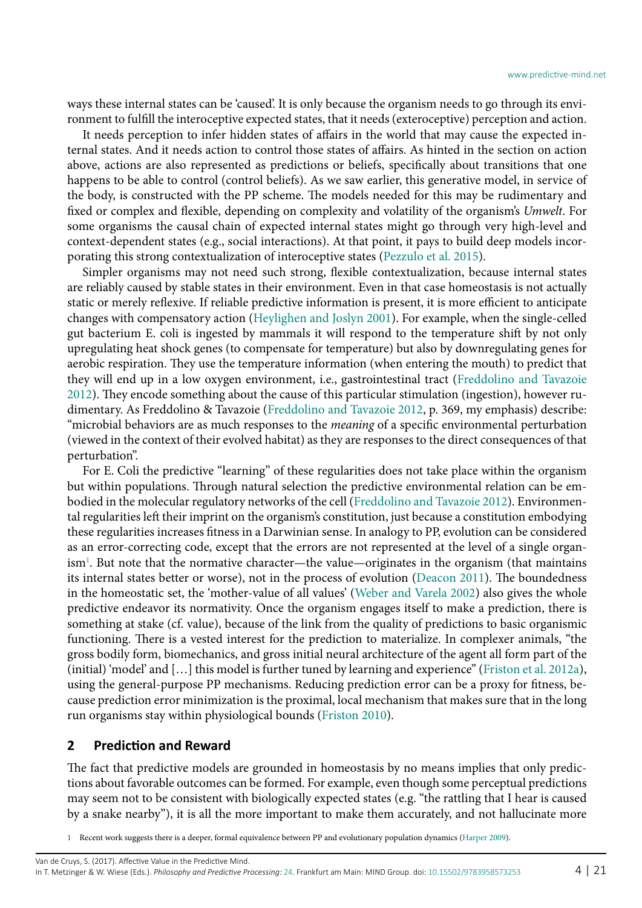ways these internal states can be 'caused'. It is only because the organism needs to go through its environment to fulfill the interoceptive expected states, that it needs (exteroceptive) perception and action.

It needs perception to infer hidden states of affairs in the world that may cause the expected internal states. And it needs action to control those states of affairs. As hinted in the section on action above, actions are also represented as predictions or beliefs, specifically about transitions that one happens to be able to control (control beliefs). As we saw earlier, this generative model, in service of the body, is constructed with the PP scheme. The models needed for this may be rudimentary and fixed or complex and flexible, depending on complexity and volatility of the organism's *Umwelt*. For some organisms the causal chain of expected internal states might go through very high-level and context-dependent states (e.g., social interactions). At that point, it pays to build deep models incorporating this strong contextualization of interoceptive states (Pezzulo et al. 2015).

Simpler organisms may not need such strong, flexible contextualization, because internal states are reliably caused by stable states in their environment. Even in that case homeostasis is not actually static or merely reflexive. If reliable predictive information is present, it is more efficient to anticipate changes with compensatory action (Heylighen and Joslyn 2001). For example, when the single-celled gut bacterium E. coli is ingested by mammals it will respond to the temperature shift by not only upregulating heat shock genes (to compensate for temperature) but also by downregulating genes for aerobic respiration. They use the temperature information (when entering the mouth) to predict that they will end up in a low oxygen environment, i.e., gastrointestinal tract (Freddolino and Tavazoie 2012). They encode something about the cause of this particular stimulation (ingestion), however rudimentary. As Freddolino & Tavazoie (Freddolino and Tavazoie 2012, p. 369, my emphasis) describe: "microbial behaviors are as much responses to the *meaning* of a specific environmental perturbation (viewed in the context of their evolved habitat) as they are responses to the direct consequences of that perturbation".

For E. Coli the predictive "learning" of these regularities does not take place within the organism but within populations. Through natural selection the predictive environmental relation can be embodied in the molecular regulatory networks of the cell (Freddolino and Tavazoie 2012). Environmental regularities left their imprint on the organism's constitution, just because a constitution embodying these regularities increases fitness in a Darwinian sense. In analogy to PP, evolution can be considered as an error-correcting code, except that the errors are not represented at the level of a single organism[1]. But note that the normative character—the value—originates in the organism (that maintains its internal states better or worse), not in the process of evolution (Deacon 2011). The boundedness in the homeostatic set, the 'mother-value of all values' (Weber and Varela 2002) also gives the whole predictive endeavor its normativity. Once the organism engages itself to make a prediction, there is something at stake (cf. value), because of the link from the quality of predictions to basic organismic functioning. There is a vested interest for the prediction to materialize. In complexer animals, "the gross bodily form, biomechanics, and gross initial neural architecture of the agent all form part of the (initial) 'model' and […] this model is further tuned by learning and experience" (Friston et al. 2012a), using the general-purpose PP mechanisms. Reducing prediction error can be a proxy for fitness, because prediction error minimization is the proximal, local mechanism that makes sure that in the long run organisms stay within physiological bounds (Friston 2010).

## 2 Prediction and Reward

The fact that predictive models are grounded in homeostasis by no means implies that only predictions about favorable outcomes can be formed. For example, even though some perceptual predictions may seem not to be consistent with biologically expected states (e.g. "the rattling that I hear is caused by a snake nearby"), it is all the more important to make them accurately, and not hallucinate more

[1] Recent work suggests there is a deeper, formal equivalence between PP and evolutionary population dynamics (Harper 2009).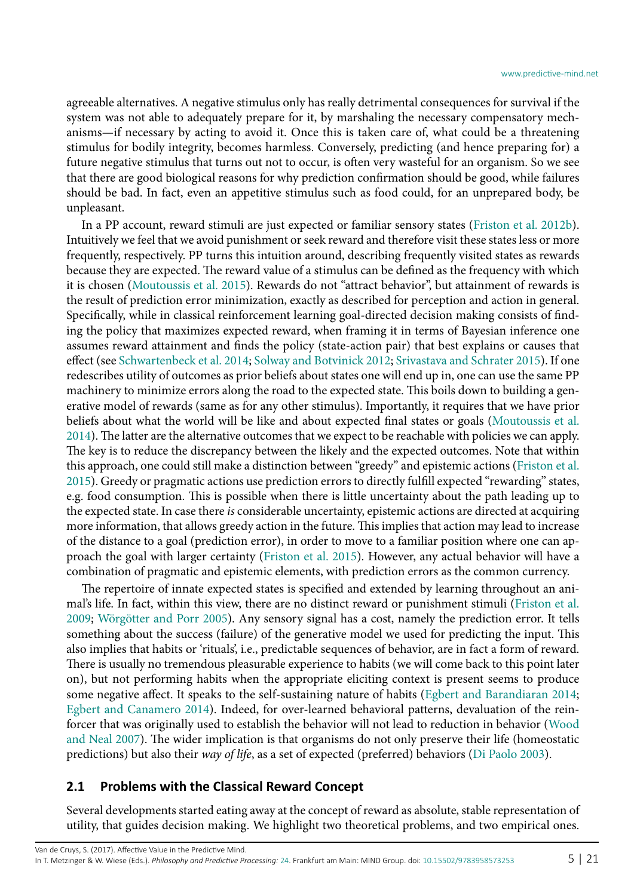agreeable alternatives. A negative stimulus only has really detrimental consequences for survival if the system was not able to adequately prepare for it, by marshaling the necessary compensatory mechanisms—if necessary by acting to avoid it. Once this is taken care of, what could be a threatening stimulus for bodily integrity, becomes harmless. Conversely, predicting (and hence preparing for) a future negative stimulus that turns out not to occur, is often very wasteful for an organism. So we see that there are good biological reasons for why prediction confirmation should be good, while failures should be bad. In fact, even an appetitive stimulus such as food could, for an unprepared body, be unpleasant.

In a PP account, reward stimuli are just expected or familiar sensory states (Friston et al. 2012b). Intuitively we feel that we avoid punishment or seek reward and therefore visit these states less or more frequently, respectively. PP turns this intuition around, describing frequently visited states as rewards because they are expected. The reward value of a stimulus can be defined as the frequency with which it is chosen (Moutoussis et al. 2015). Rewards do not "attract behavior", but attainment of rewards is the result of prediction error minimization, exactly as described for perception and action in general. Specifically, while in classical reinforcement learning goal-directed decision making consists of finding the policy that maximizes expected reward, when framing it in terms of Bayesian inference one assumes reward attainment and finds the policy (state-action pair) that best explains or causes that effect (see Schwartenbeck et al. 2014; Solway and Botvinick 2012; Srivastava and Schrater 2015). If one redescribes utility of outcomes as prior beliefs about states one will end up in, one can use the same PP machinery to minimize errors along the road to the expected state. This boils down to building a generative model of rewards (same as for any other stimulus). Importantly, it requires that we have prior beliefs about what the world will be like and about expected final states or goals (Moutoussis et al. 2014). The latter are the alternative outcomes that we expect to be reachable with policies we can apply. The key is to reduce the discrepancy between the likely and the expected outcomes. Note that within this approach, one could still make a distinction between "greedy" and epistemic actions (Friston et al. 2015). Greedy or pragmatic actions use prediction errors to directly fulfill expected "rewarding" states, e.g. food consumption. This is possible when there is little uncertainty about the path leading up to the expected state. In case there *is* considerable uncertainty, epistemic actions are directed at acquiring more information, that allows greedy action in the future. This implies that action may lead to increase of the distance to a goal (prediction error), in order to move to a familiar position where one can approach the goal with larger certainty (Friston et al. 2015). However, any actual behavior will have a combination of pragmatic and epistemic elements, with prediction errors as the common currency.

The repertoire of innate expected states is specified and extended by learning throughout an animal's life. In fact, within this view, there are no distinct reward or punishment stimuli (Friston et al. 2009; Wörgötter and Porr 2005). Any sensory signal has a cost, namely the prediction error. It tells something about the success (failure) of the generative model we used for predicting the input. This also implies that habits or 'rituals', i.e., predictable sequences of behavior, are in fact a form of reward. There is usually no tremendous pleasurable experience to habits (we will come back to this point later on), but not performing habits when the appropriate eliciting context is present seems to produce some negative affect. It speaks to the self-sustaining nature of habits (Egbert and Barandiaran 2014; Egbert and Canamero 2014). Indeed, for over-learned behavioral patterns, devaluation of the reinforcer that was originally used to establish the behavior will not lead to reduction in behavior (Wood and Neal 2007). The wider implication is that organisms do not only preserve their life (homeostatic predictions) but also their *way of life*, as a set of expected (preferred) behaviors (Di Paolo 2003).

## 2.1 Problems with the Classical Reward Concept

Several developments started eating away at the concept of reward as absolute, stable representation of utility, that guides decision making. We highlight two theoretical problems, and two empirical ones.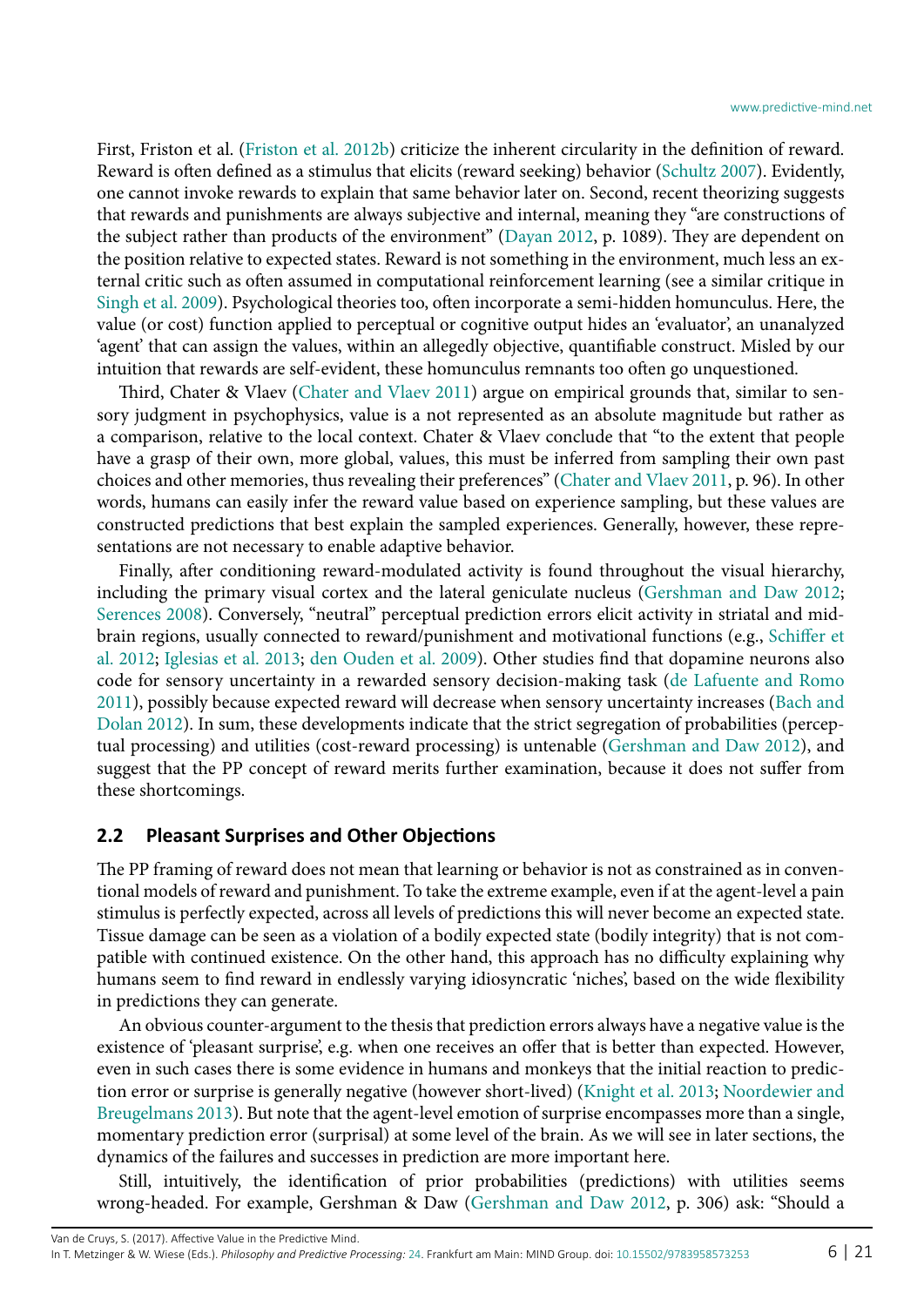First, Friston et al. (Friston et al. 2012b) criticize the inherent circularity in the definition of reward. Reward is often defined as a stimulus that elicits (reward seeking) behavior (Schultz 2007). Evidently, one cannot invoke rewards to explain that same behavior later on. Second, recent theorizing suggests that rewards and punishments are always subjective and internal, meaning they "are constructions of the subject rather than products of the environment" (Dayan 2012, p. 1089). They are dependent on the position relative to expected states. Reward is not something in the environment, much less an external critic such as often assumed in computational reinforcement learning (see a similar critique in Singh et al. 2009). Psychological theories too, often incorporate a semi-hidden homunculus. Here, the value (or cost) function applied to perceptual or cognitive output hides an 'evaluator', an unanalyzed 'agent' that can assign the values, within an allegedly objective, quantifiable construct. Misled by our intuition that rewards are self-evident, these homunculus remnants too often go unquestioned.

Third, Chater & Vlaev (Chater and Vlaev 2011) argue on empirical grounds that, similar to sensory judgment in psychophysics, value is a not represented as an absolute magnitude but rather as a comparison, relative to the local context. Chater & Vlaev conclude that "to the extent that people have a grasp of their own, more global, values, this must be inferred from sampling their own past choices and other memories, thus revealing their preferences" (Chater and Vlaev 2011, p. 96). In other words, humans can easily infer the reward value based on experience sampling, but these values are constructed predictions that best explain the sampled experiences. Generally, however, these representations are not necessary to enable adaptive behavior.

Finally, after conditioning reward-modulated activity is found throughout the visual hierarchy, including the primary visual cortex and the lateral geniculate nucleus (Gershman and Daw 2012; Serences 2008). Conversely, "neutral" perceptual prediction errors elicit activity in striatal and midbrain regions, usually connected to reward/punishment and motivational functions (e.g., Schiffer et al. 2012; Iglesias et al. 2013; den Ouden et al. 2009). Other studies find that dopamine neurons also code for sensory uncertainty in a rewarded sensory decision-making task (de Lafuente and Romo 2011), possibly because expected reward will decrease when sensory uncertainty increases (Bach and Dolan 2012). In sum, these developments indicate that the strict segregation of probabilities (perceptual processing) and utilities (cost-reward processing) is untenable (Gershman and Daw 2012), and suggest that the PP concept of reward merits further examination, because it does not suffer from these shortcomings.

## 2.2 Pleasant Surprises and Other Objections

The PP framing of reward does not mean that learning or behavior is not as constrained as in conventional models of reward and punishment. To take the extreme example, even if at the agent-level a pain stimulus is perfectly expected, across all levels of predictions this will never become an expected state. Tissue damage can be seen as a violation of a bodily expected state (bodily integrity) that is not compatible with continued existence. On the other hand, this approach has no difficulty explaining why humans seem to find reward in endlessly varying idiosyncratic 'niches', based on the wide flexibility in predictions they can generate.

An obvious counter-argument to the thesis that prediction errors always have a negative value is the existence of 'pleasant surprise', e.g. when one receives an offer that is better than expected. However, even in such cases there is some evidence in humans and monkeys that the initial reaction to prediction error or surprise is generally negative (however short-lived) (Knight et al. 2013; Noordewier and Breugelmans 2013). But note that the agent-level emotion of surprise encompasses more than a single, momentary prediction error (surprisal) at some level of the brain. As we will see in later sections, the dynamics of the failures and successes in prediction are more important here.

Still, intuitively, the identification of prior probabilities (predictions) with utilities seems wrong-headed. For example, Gershman & Daw (Gershman and Daw 2012, p. 306) ask: "Should a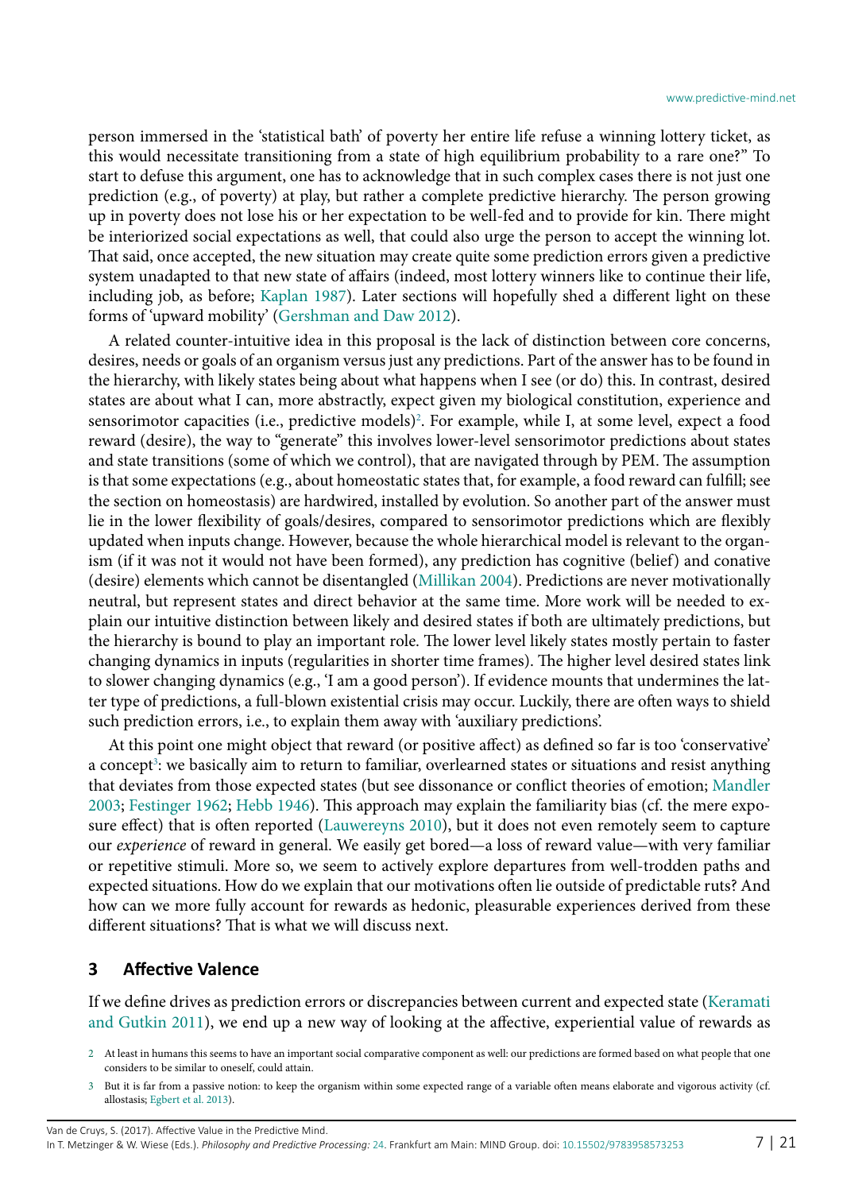person immersed in the 'statistical bath' of poverty her entire life refuse a winning lottery ticket, as this would necessitate transitioning from a state of high equilibrium probability to a rare one?" To start to defuse this argument, one has to acknowledge that in such complex cases there is not just one prediction (e.g., of poverty) at play, but rather a complete predictive hierarchy. The person growing up in poverty does not lose his or her expectation to be well-fed and to provide for kin. There might be interiorized social expectations as well, that could also urge the person to accept the winning lot. That said, once accepted, the new situation may create quite some prediction errors given a predictive system unadapted to that new state of affairs (indeed, most lottery winners like to continue their life, including job, as before; Kaplan 1987). Later sections will hopefully shed a different light on these forms of 'upward mobility' (Gershman and Daw 2012).

A related counter-intuitive idea in this proposal is the lack of distinction between core concerns, desires, needs or goals of an organism versus just any predictions. Part of the answer has to be found in the hierarchy, with likely states being about what happens when I see (or do) this. In contrast, desired states are about what I can, more abstractly, expect given my biological constitution, experience and sensorimotor capacities (i.e., predictive models)[2]. For example, while I, at some level, expect a food reward (desire), the way to "generate" this involves lower-level sensorimotor predictions about states and state transitions (some of which we control), that are navigated through by PEM. The assumption is that some expectations (e.g., about homeostatic states that, for example, a food reward can fulfill; see the section on homeostasis) are hardwired, installed by evolution. So another part of the answer must lie in the lower flexibility of goals/desires, compared to sensorimotor predictions which are flexibly updated when inputs change. However, because the whole hierarchical model is relevant to the organism (if it was not it would not have been formed), any prediction has cognitive (belief) and conative (desire) elements which cannot be disentangled (Millikan 2004). Predictions are never motivationally neutral, but represent states and direct behavior at the same time. More work will be needed to explain our intuitive distinction between likely and desired states if both are ultimately predictions, but the hierarchy is bound to play an important role. The lower level likely states mostly pertain to faster changing dynamics in inputs (regularities in shorter time frames). The higher level desired states link to slower changing dynamics (e.g., 'I am a good person'). If evidence mounts that undermines the latter type of predictions, a full-blown existential crisis may occur. Luckily, there are often ways to shield such prediction errors, i.e., to explain them away with 'auxiliary predictions'.

At this point one might object that reward (or positive affect) as defined so far is too 'conservative' a concept[3]: we basically aim to return to familiar, overlearned states or situations and resist anything that deviates from those expected states (but see dissonance or conflict theories of emotion; Mandler 2003; Festinger 1962; Hebb 1946). This approach may explain the familiarity bias (cf. the mere exposure effect) that is often reported (Lauwereyns 2010), but it does not even remotely seem to capture our *experience* of reward in general. We easily get bored—a loss of reward value—with very familiar or repetitive stimuli. More so, we seem to actively explore departures from well-trodden paths and expected situations. How do we explain that our motivations often lie outside of predictable ruts? And how can we more fully account for rewards as hedonic, pleasurable experiences derived from these different situations? That is what we will discuss next.

## 3 Affective Valence

If we define drives as prediction errors or discrepancies between current and expected state (Keramati and Gutkin 2011), we end up a new way of looking at the affective, experiential value of rewards as

[2] At least in humans this seems to have an important social comparative component as well: our predictions are formed based on what people that one considers to be similar to oneself, could attain.

[3] But it is far from a passive notion: to keep the organism within some expected range of a variable often means elaborate and vigorous activity (cf. allostasis; Egbert et al. 2013).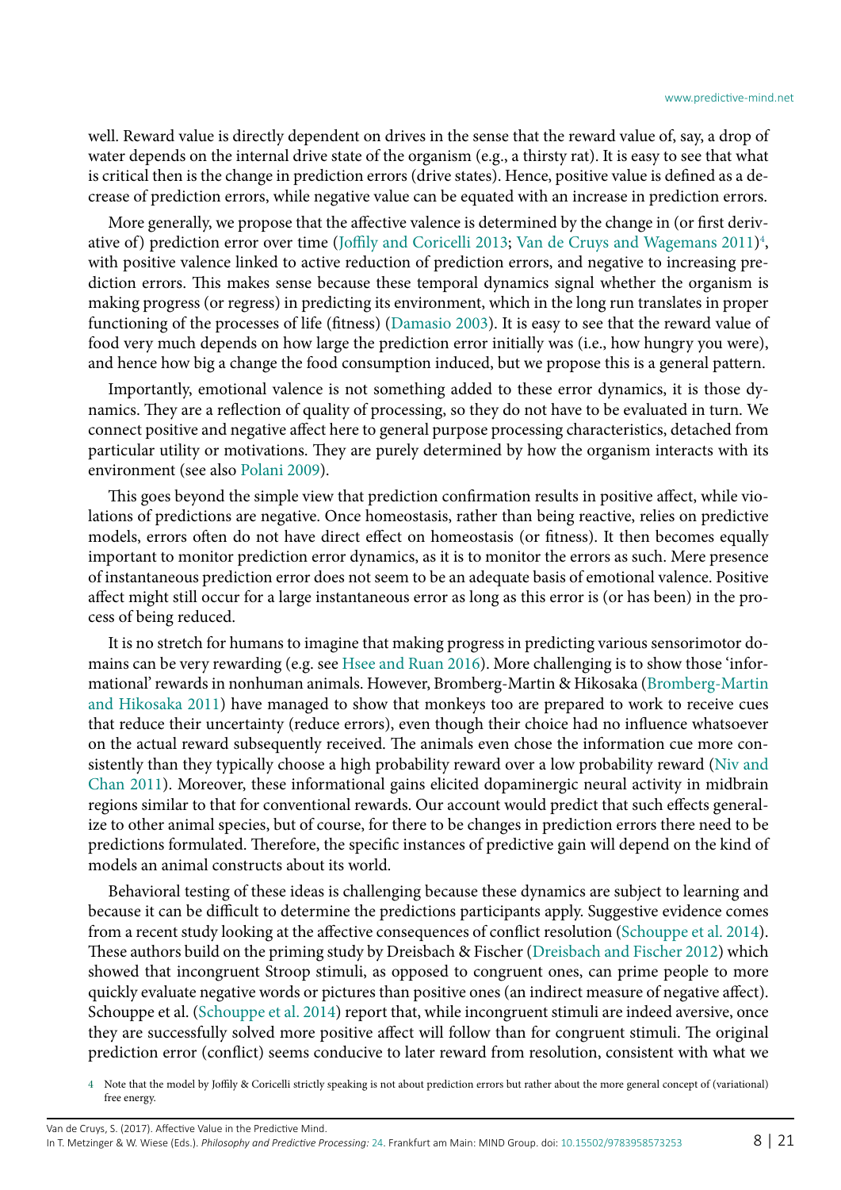well. Reward value is directly dependent on drives in the sense that the reward value of, say, a drop of water depends on the internal drive state of the organism (e.g., a thirsty rat). It is easy to see that what is critical then is the change in prediction errors (drive states). Hence, positive value is defined as a decrease of prediction errors, while negative value can be equated with an increase in prediction errors.

More generally, we propose that the affective valence is determined by the change in (or first derivative of) prediction error over time (Joffily and Coricelli 2013; Van de Cruys and Wagemans 2011)[4], with positive valence linked to active reduction of prediction errors, and negative to increasing prediction errors. This makes sense because these temporal dynamics signal whether the organism is making progress (or regress) in predicting its environment, which in the long run translates in proper functioning of the processes of life (fitness) (Damasio 2003). It is easy to see that the reward value of food very much depends on how large the prediction error initially was (i.e., how hungry you were), and hence how big a change the food consumption induced, but we propose this is a general pattern.

Importantly, emotional valence is not something added to these error dynamics, it is those dynamics. They are a reflection of quality of processing, so they do not have to be evaluated in turn. We connect positive and negative affect here to general purpose processing characteristics, detached from particular utility or motivations. They are purely determined by how the organism interacts with its environment (see also Polani 2009).

This goes beyond the simple view that prediction confirmation results in positive affect, while violations of predictions are negative. Once homeostasis, rather than being reactive, relies on predictive models, errors often do not have direct effect on homeostasis (or fitness). It then becomes equally important to monitor prediction error dynamics, as it is to monitor the errors as such. Mere presence of instantaneous prediction error does not seem to be an adequate basis of emotional valence. Positive affect might still occur for a large instantaneous error as long as this error is (or has been) in the process of being reduced.

It is no stretch for humans to imagine that making progress in predicting various sensorimotor domains can be very rewarding (e.g. see Hsee and Ruan 2016). More challenging is to show those 'informational' rewards in nonhuman animals. However, Bromberg-Martin & Hikosaka (Bromberg-Martin and Hikosaka 2011) have managed to show that monkeys too are prepared to work to receive cues that reduce their uncertainty (reduce errors), even though their choice had no influence whatsoever on the actual reward subsequently received. The animals even chose the information cue more consistently than they typically choose a high probability reward over a low probability reward (Niv and Chan 2011). Moreover, these informational gains elicited dopaminergic neural activity in midbrain regions similar to that for conventional rewards. Our account would predict that such effects generalize to other animal species, but of course, for there to be changes in prediction errors there need to be predictions formulated. Therefore, the specific instances of predictive gain will depend on the kind of models an animal constructs about its world.

Behavioral testing of these ideas is challenging because these dynamics are subject to learning and because it can be difficult to determine the predictions participants apply. Suggestive evidence comes from a recent study looking at the affective consequences of conflict resolution (Schouppe et al. 2014). These authors build on the priming study by Dreisbach & Fischer (Dreisbach and Fischer 2012) which showed that incongruent Stroop stimuli, as opposed to congruent ones, can prime people to more quickly evaluate negative words or pictures than positive ones (an indirect measure of negative affect). Schouppe et al. (Schouppe et al. 2014) report that, while incongruent stimuli are indeed aversive, once they are successfully solved more positive affect will follow than for congruent stimuli. The original prediction error (conflict) seems conducive to later reward from resolution, consistent with what we

[4] Note that the model by Joffily & Coricelli strictly speaking is not about prediction errors but rather about the more general concept of (variational) free energy.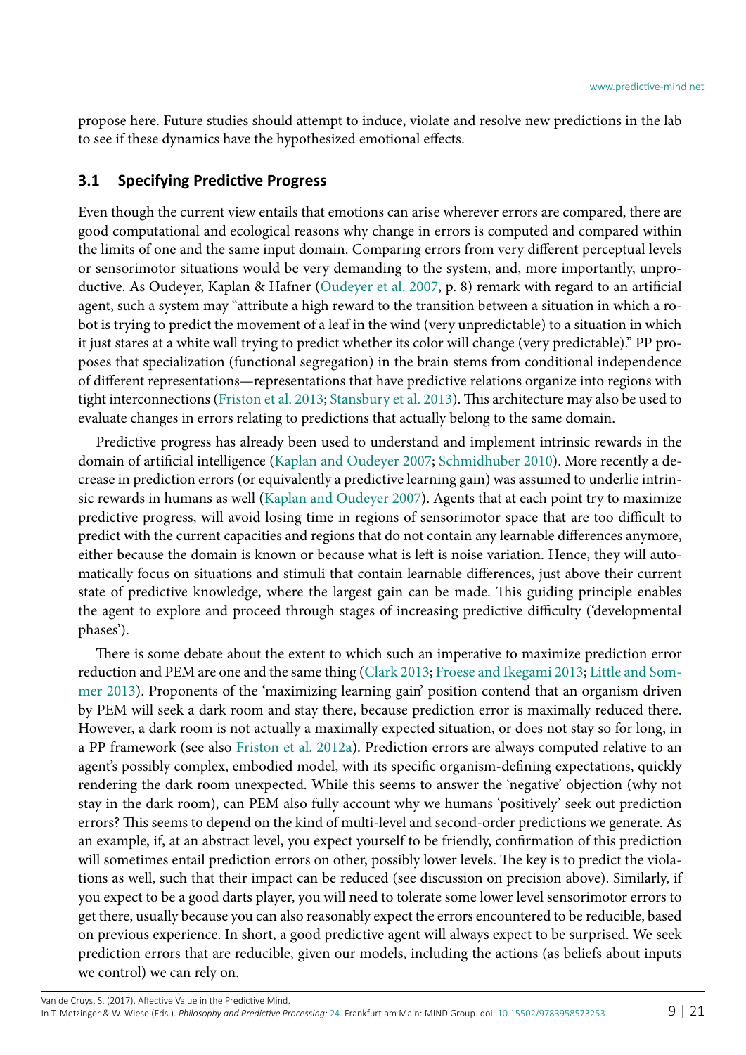propose here. Future studies should attempt to induce, violate and resolve new predictions in the lab to see if these dynamics have the hypothesized emotional effects.

### 3.1 Specifying Predictive Progress

Even though the current view entails that emotions can arise wherever errors are compared, there are good computational and ecological reasons why change in errors is computed and compared within the limits of one and the same input domain. Comparing errors from very different perceptual levels or sensorimotor situations would be very demanding to the system, and, more importantly, unproductive. As Oudeyer, Kaplan & Hafner (Oudeyer et al. 2007, p. 8) remark with regard to an artificial agent, such a system may "attribute a high reward to the transition between a situation in which a robot is trying to predict the movement of a leaf in the wind (very unpredictable) to a situation in which it just stares at a white wall trying to predict whether its color will change (very predictable)." PP proposes that specialization (functional segregation) in the brain stems from conditional independence of different representations—representations that have predictive relations organize into regions with tight interconnections (Friston et al. 2013; Stansbury et al. 2013). This architecture may also be used to evaluate changes in errors relating to predictions that actually belong to the same domain.

Predictive progress has already been used to understand and implement intrinsic rewards in the domain of artificial intelligence (Kaplan and Oudeyer 2007; Schmidhuber 2010). More recently a decrease in prediction errors (or equivalently a predictive learning gain) was assumed to underlie intrinsic rewards in humans as well (Kaplan and Oudeyer 2007). Agents that at each point try to maximize predictive progress, will avoid losing time in regions of sensorimotor space that are too difficult to predict with the current capacities and regions that do not contain any learnable differences anymore, either because the domain is known or because what is left is noise variation. Hence, they will automatically focus on situations and stimuli that contain learnable differences, just above their current state of predictive knowledge, where the largest gain can be made. This guiding principle enables the agent to explore and proceed through stages of increasing predictive difficulty ('developmental phases').

There is some debate about the extent to which such an imperative to maximize prediction error reduction and PEM are one and the same thing (Clark 2013; Froese and Ikegami 2013; Little and Sommer 2013). Proponents of the 'maximizing learning gain' position contend that an organism driven by PEM will seek a dark room and stay there, because prediction error is maximally reduced there. However, a dark room is not actually a maximally expected situation, or does not stay so for long, in a PP framework (see also Friston et al. 2012a). Prediction errors are always computed relative to an agent's possibly complex, embodied model, with its specific organism-defining expectations, quickly rendering the dark room unexpected. While this seems to answer the 'negative' objection (why not stay in the dark room), can PEM also fully account why we humans 'positively' seek out prediction errors? This seems to depend on the kind of multi-level and second-order predictions we generate. As an example, if, at an abstract level, you expect yourself to be friendly, confirmation of this prediction will sometimes entail prediction errors on other, possibly lower levels. The key is to predict the violations as well, such that their impact can be reduced (see discussion on precision above). Similarly, if you expect to be a good darts player, you will need to tolerate some lower level sensorimotor errors to get there, usually because you can also reasonably expect the errors encountered to be reducible, based on previous experience. In short, a good predictive agent will always expect to be surprised. We seek prediction errors that are reducible, given our models, including the actions (as beliefs about inputs we control) we can rely on.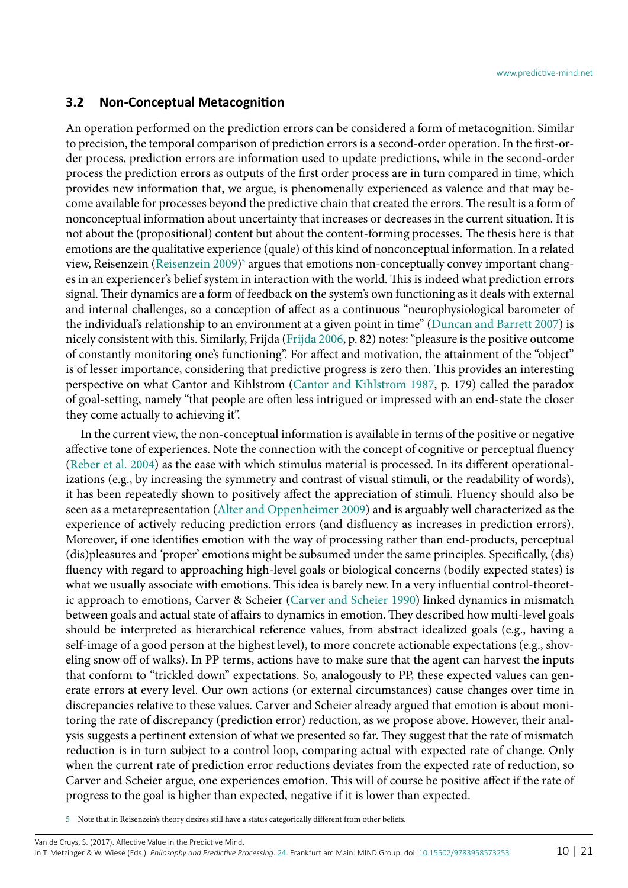### 3.2 Non-Conceptual Metacognition

An operation performed on the prediction errors can be considered a form of metacognition. Similar to precision, the temporal comparison of prediction errors is a second-order operation. In the first-order process, prediction errors are information used to update predictions, while in the second-order process the prediction errors as outputs of the first order process are in turn compared in time, which provides new information that, we argue, is phenomenally experienced as valence and that may become available for processes beyond the predictive chain that created the errors. The result is a form of nonconceptual information about uncertainty that increases or decreases in the current situation. It is not about the (propositional) content but about the content-forming processes. The thesis here is that emotions are the qualitative experience (quale) of this kind of nonconceptual information. In a related view, Reisenzein (Reisenzein 2009)[5] argues that emotions non-conceptually convey important changes in an experiencer's belief system in interaction with the world. This is indeed what prediction errors signal. Their dynamics are a form of feedback on the system's own functioning as it deals with external and internal challenges, so a conception of affect as a continuous "neurophysiological barometer of the individual's relationship to an environment at a given point in time" (Duncan and Barrett 2007) is nicely consistent with this. Similarly, Frijda (Frijda 2006, p. 82) notes: "pleasure is the positive outcome of constantly monitoring one's functioning". For affect and motivation, the attainment of the "object" is of lesser importance, considering that predictive progress is zero then. This provides an interesting perspective on what Cantor and Kihlstrom (Cantor and Kihlstrom 1987, p. 179) called the paradox of goal-setting, namely "that people are often less intrigued or impressed with an end-state the closer they come actually to achieving it".

In the current view, the non-conceptual information is available in terms of the positive or negative affective tone of experiences. Note the connection with the concept of cognitive or perceptual fluency (Reber et al. 2004) as the ease with which stimulus material is processed. In its different operationalizations (e.g., by increasing the symmetry and contrast of visual stimuli, or the readability of words), it has been repeatedly shown to positively affect the appreciation of stimuli. Fluency should also be seen as a metarepresentation (Alter and Oppenheimer 2009) and is arguably well characterized as the experience of actively reducing prediction errors (and disfluency as increases in prediction errors). Moreover, if one identifies emotion with the way of processing rather than end-products, perceptual (dis)pleasures and 'proper' emotions might be subsumed under the same principles. Specifically, (dis) fluency with regard to approaching high-level goals or biological concerns (bodily expected states) is what we usually associate with emotions. This idea is barely new. In a very influential control-theoretic approach to emotions, Carver & Scheier (Carver and Scheier 1990) linked dynamics in mismatch between goals and actual state of affairs to dynamics in emotion. They described how multi-level goals should be interpreted as hierarchical reference values, from abstract idealized goals (e.g., having a self-image of a good person at the highest level), to more concrete actionable expectations (e.g., shoveling snow off of walks). In PP terms, actions have to make sure that the agent can harvest the inputs that conform to "trickled down" expectations. So, analogously to PP, these expected values can generate errors at every level. Our own actions (or external circumstances) cause changes over time in discrepancies relative to these values. Carver and Scheier already argued that emotion is about monitoring the rate of discrepancy (prediction error) reduction, as we propose above. However, their analysis suggests a pertinent extension of what we presented so far. They suggest that the rate of mismatch reduction is in turn subject to a control loop, comparing actual with expected rate of change. Only when the current rate of prediction error reductions deviates from the expected rate of reduction, so Carver and Scheier argue, one experiences emotion. This will of course be positive affect if the rate of progress to the goal is higher than expected, negative if it is lower than expected.

[5] Note that in Reisenzein's theory desires still have a status categorically different from other beliefs.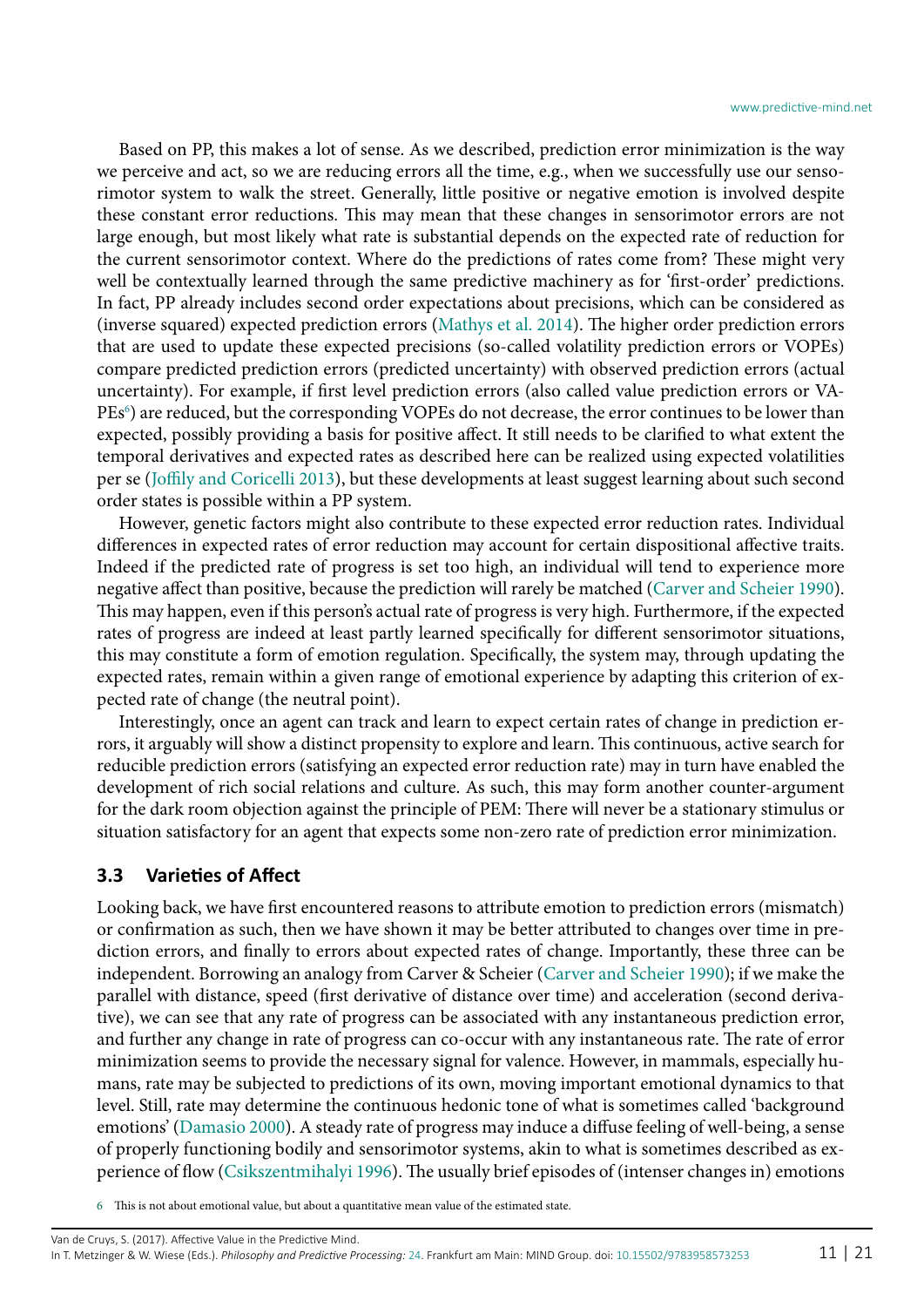Based on PP, this makes a lot of sense. As we described, prediction error minimization is the way we perceive and act, so we are reducing errors all the time, e.g., when we successfully use our sensorimotor system to walk the street. Generally, little positive or negative emotion is involved despite these constant error reductions. This may mean that these changes in sensorimotor errors are not large enough, but most likely what rate is substantial depends on the expected rate of reduction for the current sensorimotor context. Where do the predictions of rates come from? These might very well be contextually learned through the same predictive machinery as for 'first-order' predictions. In fact, PP already includes second order expectations about precisions, which can be considered as (inverse squared) expected prediction errors (Mathys et al. 2014). The higher order prediction errors that are used to update these expected precisions (so-called volatility prediction errors or VOPEs) compare predicted prediction errors (predicted uncertainty) with observed prediction errors (actual uncertainty). For example, if first level prediction errors (also called value prediction errors or VAPEs[6]) are reduced, but the corresponding VOPEs do not decrease, the error continues to be lower than expected, possibly providing a basis for positive affect. It still needs to be clarified to what extent the temporal derivatives and expected rates as described here can be realized using expected volatilities per se (Joffily and Coricelli 2013), but these developments at least suggest learning about such second order states is possible within a PP system.

However, genetic factors might also contribute to these expected error reduction rates. Individual differences in expected rates of error reduction may account for certain dispositional affective traits. Indeed if the predicted rate of progress is set too high, an individual will tend to experience more negative affect than positive, because the prediction will rarely be matched (Carver and Scheier 1990). This may happen, even if this person's actual rate of progress is very high. Furthermore, if the expected rates of progress are indeed at least partly learned specifically for different sensorimotor situations, this may constitute a form of emotion regulation. Specifically, the system may, through updating the expected rates, remain within a given range of emotional experience by adapting this criterion of expected rate of change (the neutral point).

Interestingly, once an agent can track and learn to expect certain rates of change in prediction errors, it arguably will show a distinct propensity to explore and learn. This continuous, active search for reducible prediction errors (satisfying an expected error reduction rate) may in turn have enabled the development of rich social relations and culture. As such, this may form another counter-argument for the dark room objection against the principle of PEM: There will never be a stationary stimulus or situation satisfactory for an agent that expects some non-zero rate of prediction error minimization.

### 3.3 Varieties of Affect

Looking back, we have first encountered reasons to attribute emotion to prediction errors (mismatch) or confirmation as such, then we have shown it may be better attributed to changes over time in prediction errors, and finally to errors about expected rates of change. Importantly, these three can be independent. Borrowing an analogy from Carver & Scheier (Carver and Scheier 1990); if we make the parallel with distance, speed (first derivative of distance over time) and acceleration (second derivative), we can see that any rate of progress can be associated with any instantaneous prediction error, and further any change in rate of progress can co-occur with any instantaneous rate. The rate of error minimization seems to provide the necessary signal for valence. However, in mammals, especially humans, rate may be subjected to predictions of its own, moving important emotional dynamics to that level. Still, rate may determine the continuous hedonic tone of what is sometimes called 'background emotions' (Damasio 2000). A steady rate of progress may induce a diffuse feeling of well-being, a sense of properly functioning bodily and sensorimotor systems, akin to what is sometimes described as experience of flow (Csikszentmihalyi 1996). The usually brief episodes of (intenser changes in) emotions

[6] This is not about emotional value, but about a quantitative mean value of the estimated state.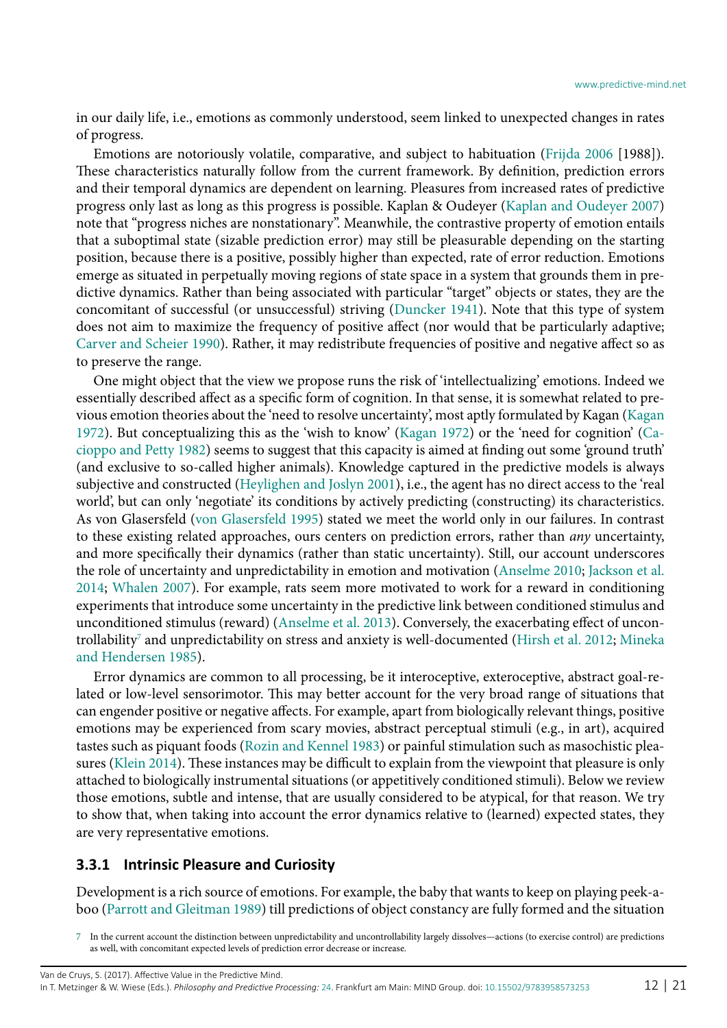in our daily life, i.e., emotions as commonly understood, seem linked to unexpected changes in rates of progress.

Emotions are notoriously volatile, comparative, and subject to habituation (Frijda 2006 [1988]). These characteristics naturally follow from the current framework. By definition, prediction errors and their temporal dynamics are dependent on learning. Pleasures from increased rates of predictive progress only last as long as this progress is possible. Kaplan & Oudeyer (Kaplan and Oudeyer 2007) note that "progress niches are nonstationary". Meanwhile, the contrastive property of emotion entails that a suboptimal state (sizable prediction error) may still be pleasurable depending on the starting position, because there is a positive, possibly higher than expected, rate of error reduction. Emotions emerge as situated in perpetually moving regions of state space in a system that grounds them in predictive dynamics. Rather than being associated with particular "target" objects or states, they are the concomitant of successful (or unsuccessful) striving (Duncker 1941). Note that this type of system does not aim to maximize the frequency of positive affect (nor would that be particularly adaptive; Carver and Scheier 1990). Rather, it may redistribute frequencies of positive and negative affect so as to preserve the range.

One might object that the view we propose runs the risk of 'intellectualizing' emotions. Indeed we essentially described affect as a specific form of cognition. In that sense, it is somewhat related to previous emotion theories about the 'need to resolve uncertainty', most aptly formulated by Kagan (Kagan 1972). But conceptualizing this as the 'wish to know' (Kagan 1972) or the 'need for cognition' (Cacioppo and Petty 1982) seems to suggest that this capacity is aimed at finding out some 'ground truth' (and exclusive to so-called higher animals). Knowledge captured in the predictive models is always subjective and constructed (Heylighen and Joslyn 2001), i.e., the agent has no direct access to the 'real world', but can only 'negotiate' its conditions by actively predicting (constructing) its characteristics. As von Glasersfeld (von Glasersfeld 1995) stated we meet the world only in our failures. In contrast to these existing related approaches, ours centers on prediction errors, rather than *any* uncertainty, and more specifically their dynamics (rather than static uncertainty). Still, our account underscores the role of uncertainty and unpredictability in emotion and motivation (Anselme 2010; Jackson et al. 2014; Whalen 2007). For example, rats seem more motivated to work for a reward in conditioning experiments that introduce some uncertainty in the predictive link between conditioned stimulus and unconditioned stimulus (reward) (Anselme et al. 2013). Conversely, the exacerbating effect of uncontrollability[7] and unpredictability on stress and anxiety is well-documented (Hirsh et al. 2012; Mineka and Hendersen 1985).

Error dynamics are common to all processing, be it interoceptive, exteroceptive, abstract goal-related or low-level sensorimotor. This may better account for the very broad range of situations that can engender positive or negative affects. For example, apart from biologically relevant things, positive emotions may be experienced from scary movies, abstract perceptual stimuli (e.g., in art), acquired tastes such as piquant foods (Rozin and Kennel 1983) or painful stimulation such as masochistic pleasures (Klein 2014). These instances may be difficult to explain from the viewpoint that pleasure is only attached to biologically instrumental situations (or appetitively conditioned stimuli). Below we review those emotions, subtle and intense, that are usually considered to be atypical, for that reason. We try to show that, when taking into account the error dynamics relative to (learned) expected states, they are very representative emotions.

### 3.3.1 Intrinsic Pleasure and Curiosity

Development is a rich source of emotions. For example, the baby that wants to keep on playing peek-a-boo (Parrott and Gleitman 1989) till predictions of object constancy are fully formed and the situation

7 In the current account the distinction between unpredictability and uncontrollability largely dissolves—actions (to exercise control) are predictions as well, with concomitant expected levels of prediction error decrease or increase.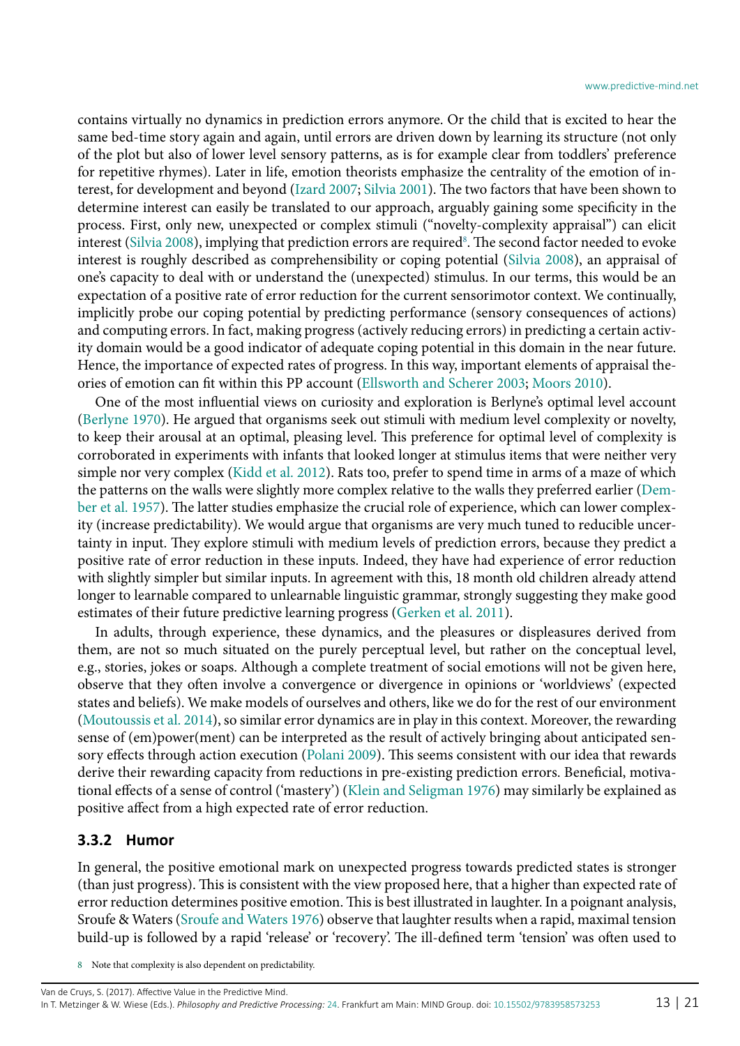contains virtually no dynamics in prediction errors anymore. Or the child that is excited to hear the same bed-time story again and again, until errors are driven down by learning its structure (not only of the plot but also of lower level sensory patterns, as is for example clear from toddlers' preference for repetitive rhymes). Later in life, emotion theorists emphasize the centrality of the emotion of interest, for development and beyond (Izard 2007; Silvia 2001). The two factors that have been shown to determine interest can easily be translated to our approach, arguably gaining some specificity in the process. First, only new, unexpected or complex stimuli ("novelty-complexity appraisal") can elicit interest (Silvia 2008), implying that prediction errors are required[8]. The second factor needed to evoke interest is roughly described as comprehensibility or coping potential (Silvia 2008), an appraisal of one's capacity to deal with or understand the (unexpected) stimulus. In our terms, this would be an expectation of a positive rate of error reduction for the current sensorimotor context. We continually, implicitly probe our coping potential by predicting performance (sensory consequences of actions) and computing errors. In fact, making progress (actively reducing errors) in predicting a certain activity domain would be a good indicator of adequate coping potential in this domain in the near future. Hence, the importance of expected rates of progress. In this way, important elements of appraisal theories of emotion can fit within this PP account (Ellsworth and Scherer 2003; Moors 2010).

One of the most influential views on curiosity and exploration is Berlyne's optimal level account (Berlyne 1970). He argued that organisms seek out stimuli with medium level complexity or novelty, to keep their arousal at an optimal, pleasing level. This preference for optimal level of complexity is corroborated in experiments with infants that looked longer at stimulus items that were neither very simple nor very complex (Kidd et al. 2012). Rats too, prefer to spend time in arms of a maze of which the patterns on the walls were slightly more complex relative to the walls they preferred earlier (Dember et al. 1957). The latter studies emphasize the crucial role of experience, which can lower complexity (increase predictability). We would argue that organisms are very much tuned to reducible uncertainty in input. They explore stimuli with medium levels of prediction errors, because they predict a positive rate of error reduction in these inputs. Indeed, they have had experience of error reduction with slightly simpler but similar inputs. In agreement with this, 18 month old children already attend longer to learnable compared to unlearnable linguistic grammar, strongly suggesting they make good estimates of their future predictive learning progress (Gerken et al. 2011).

In adults, through experience, these dynamics, and the pleasures or displeasures derived from them, are not so much situated on the purely perceptual level, but rather on the conceptual level, e.g., stories, jokes or soaps. Although a complete treatment of social emotions will not be given here, observe that they often involve a convergence or divergence in opinions or 'worldviews' (expected states and beliefs). We make models of ourselves and others, like we do for the rest of our environment (Moutoussis et al. 2014), so similar error dynamics are in play in this context. Moreover, the rewarding sense of (em)power(ment) can be interpreted as the result of actively bringing about anticipated sensory effects through action execution (Polani 2009). This seems consistent with our idea that rewards derive their rewarding capacity from reductions in pre-existing prediction errors. Beneficial, motivational effects of a sense of control ('mastery') (Klein and Seligman 1976) may similarly be explained as positive affect from a high expected rate of error reduction.

### 3.3.2 Humor

In general, the positive emotional mark on unexpected progress towards predicted states is stronger (than just progress). This is consistent with the view proposed here, that a higher than expected rate of error reduction determines positive emotion. This is best illustrated in laughter. In a poignant analysis, Sroufe & Waters (Sroufe and Waters 1976) observe that laughter results when a rapid, maximal tension build-up is followed by a rapid 'release' or 'recovery'. The ill-defined term 'tension' was often used to

[8] Note that complexity is also dependent on predictability.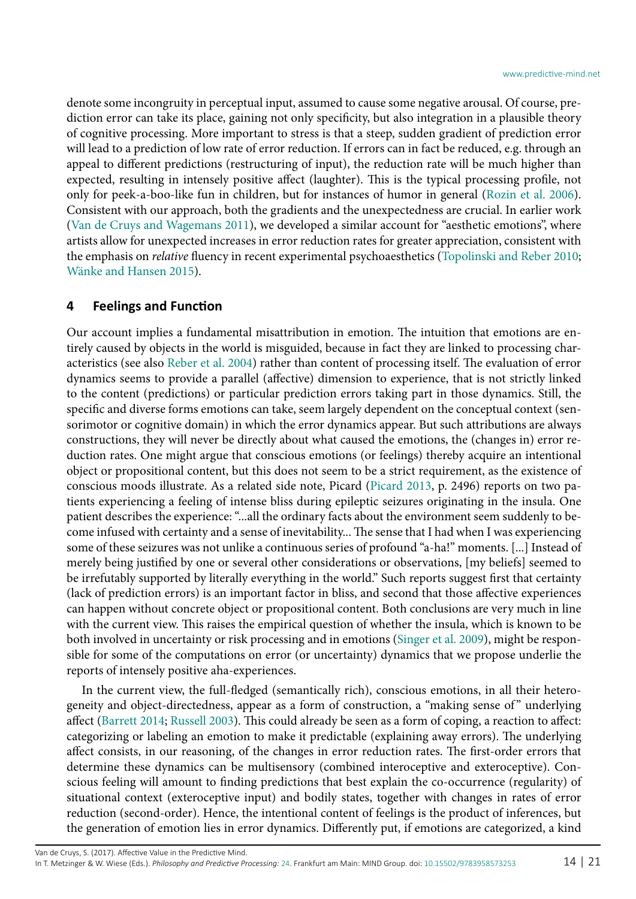denote some incongruity in perceptual input, assumed to cause some negative arousal. Of course, prediction error can take its place, gaining not only specificity, but also integration in a plausible theory of cognitive processing. More important to stress is that a steep, sudden gradient of prediction error will lead to a prediction of low rate of error reduction. If errors can in fact be reduced, e.g. through an appeal to different predictions (restructuring of input), the reduction rate will be much higher than expected, resulting in intensely positive affect (laughter). This is the typical processing profile, not only for peek-a-boo-like fun in children, but for instances of humor in general (Rozin et al. 2006). Consistent with our approach, both the gradients and the unexpectedness are crucial. In earlier work (Van de Cruys and Wagemans 2011), we developed a similar account for "aesthetic emotions", where artists allow for unexpected increases in error reduction rates for greater appreciation, consistent with the emphasis on *relative* fluency in recent experimental psychoaesthetics (Topolinski and Reber 2010; Wänke and Hansen 2015).

## 4 Feelings and Function

Our account implies a fundamental misattribution in emotion. The intuition that emotions are entirely caused by objects in the world is misguided, because in fact they are linked to processing characteristics (see also Reber et al. 2004) rather than content of processing itself. The evaluation of error dynamics seems to provide a parallel (affective) dimension to experience, that is not strictly linked to the content (predictions) or particular prediction errors taking part in those dynamics. Still, the specific and diverse forms emotions can take, seem largely dependent on the conceptual context (sensorimotor or cognitive domain) in which the error dynamics appear. But such attributions are always constructions, they will never be directly about what caused the emotions, the (changes in) error reduction rates. One might argue that conscious emotions (or feelings) thereby acquire an intentional object or propositional content, but this does not seem to be a strict requirement, as the existence of conscious moods illustrate. As a related side note, Picard (Picard 2013, p. 2496) reports on two patients experiencing a feeling of intense bliss during epileptic seizures originating in the insula. One patient describes the experience: "...all the ordinary facts about the environment seem suddenly to become infused with certainty and a sense of inevitability... The sense that I had when I was experiencing some of these seizures was not unlike a continuous series of profound "a-ha!" moments. [...] Instead of merely being justified by one or several other considerations or observations, [my beliefs] seemed to be irrefutably supported by literally everything in the world." Such reports suggest first that certainty (lack of prediction errors) is an important factor in bliss, and second that those affective experiences can happen without concrete object or propositional content. Both conclusions are very much in line with the current view. This raises the empirical question of whether the insula, which is known to be both involved in uncertainty or risk processing and in emotions (Singer et al. 2009), might be responsible for some of the computations on error (or uncertainty) dynamics that we propose underlie the reports of intensely positive aha-experiences.

In the current view, the full-fledged (semantically rich), conscious emotions, in all their heterogeneity and object-directedness, appear as a form of construction, a "making sense of" underlying affect (Barrett 2014; Russell 2003). This could already be seen as a form of coping, a reaction to affect: categorizing or labeling an emotion to make it predictable (explaining away errors). The underlying affect consists, in our reasoning, of the changes in error reduction rates. The first-order errors that determine these dynamics can be multisensory (combined interoceptive and exteroceptive). Conscious feeling will amount to finding predictions that best explain the co-occurrence (regularity) of situational context (exteroceptive input) and bodily states, together with changes in rates of error reduction (second-order). Hence, the intentional content of feelings is the product of inferences, but the generation of emotion lies in error dynamics. Differently put, if emotions are categorized, a kind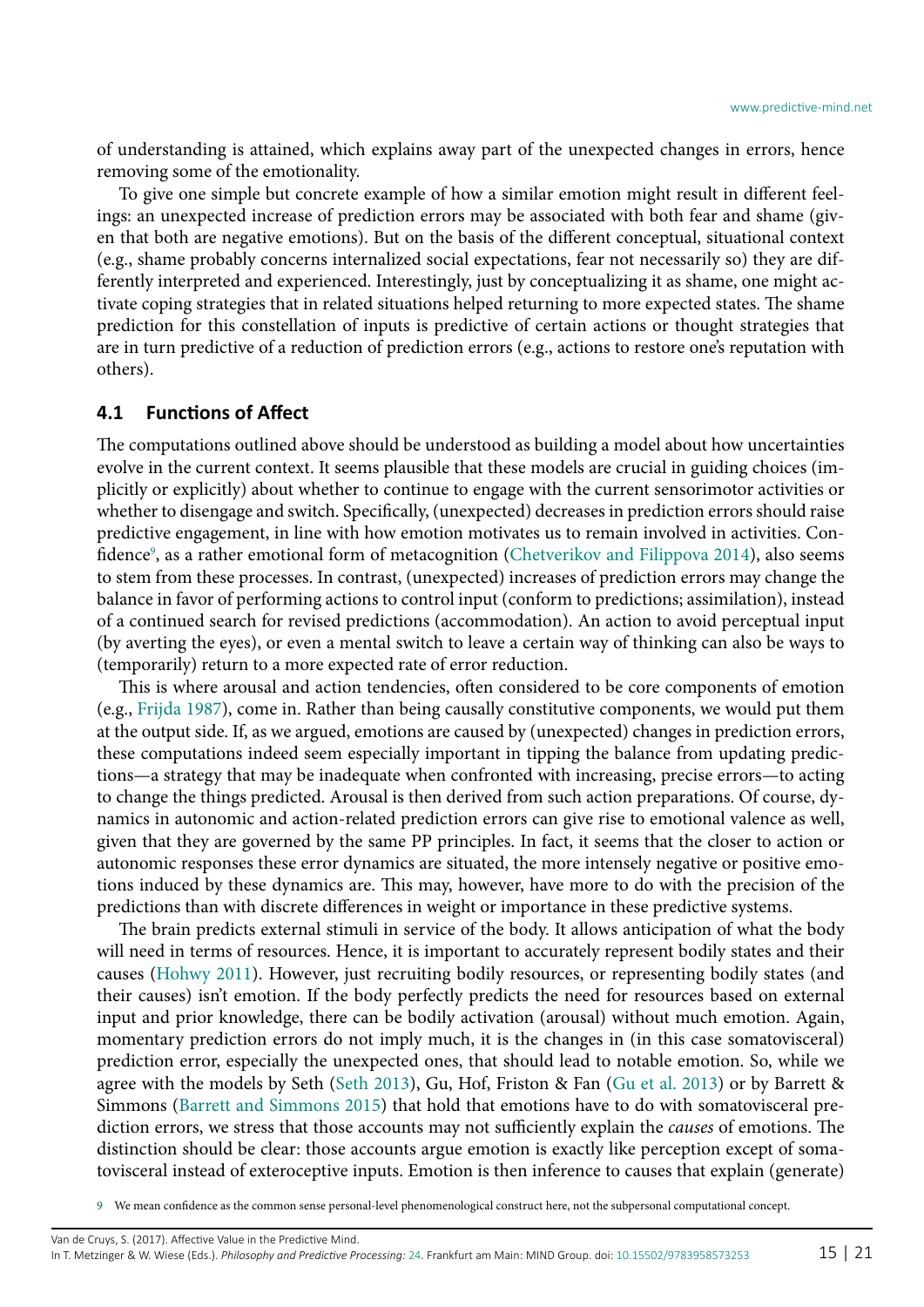of understanding is attained, which explains away part of the unexpected changes in errors, hence removing some of the emotionality.

To give one simple but concrete example of how a similar emotion might result in different feelings: an unexpected increase of prediction errors may be associated with both fear and shame (given that both are negative emotions). But on the basis of the different conceptual, situational context (e.g., shame probably concerns internalized social expectations, fear not necessarily so) they are differently interpreted and experienced. Interestingly, just by conceptualizing it as shame, one might activate coping strategies that in related situations helped returning to more expected states. The shame prediction for this constellation of inputs is predictive of certain actions or thought strategies that are in turn predictive of a reduction of prediction errors (e.g., actions to restore one's reputation with others).

## 4.1 Functions of Affect

The computations outlined above should be understood as building a model about how uncertainties evolve in the current context. It seems plausible that these models are crucial in guiding choices (implicitly or explicitly) about whether to continue to engage with the current sensorimotor activities or whether to disengage and switch. Specifically, (unexpected) decreases in prediction errors should raise predictive engagement, in line with how emotion motivates us to remain involved in activities. Confidence[9], as a rather emotional form of metacognition (Chetverikov and Filippova 2014), also seems to stem from these processes. In contrast, (unexpected) increases of prediction errors may change the balance in favor of performing actions to control input (conform to predictions; assimilation), instead of a continued search for revised predictions (accommodation). An action to avoid perceptual input (by averting the eyes), or even a mental switch to leave a certain way of thinking can also be ways to (temporarily) return to a more expected rate of error reduction.

This is where arousal and action tendencies, often considered to be core components of emotion (e.g., Frijda 1987), come in. Rather than being causally constitutive components, we would put them at the output side. If, as we argued, emotions are caused by (unexpected) changes in prediction errors, these computations indeed seem especially important in tipping the balance from updating predictions—a strategy that may be inadequate when confronted with increasing, precise errors—to acting to change the things predicted. Arousal is then derived from such action preparations. Of course, dynamics in autonomic and action-related prediction errors can give rise to emotional valence as well, given that they are governed by the same PP principles. In fact, it seems that the closer to action or autonomic responses these error dynamics are situated, the more intensely negative or positive emotions induced by these dynamics are. This may, however, have more to do with the precision of the predictions than with discrete differences in weight or importance in these predictive systems.

The brain predicts external stimuli in service of the body. It allows anticipation of what the body will need in terms of resources. Hence, it is important to accurately represent bodily states and their causes (Hohwy 2011). However, just recruiting bodily resources, or representing bodily states (and their causes) isn't emotion. If the body perfectly predicts the need for resources based on external input and prior knowledge, there can be bodily activation (arousal) without much emotion. Again, momentary prediction errors do not imply much, it is the changes in (in this case somatovisceral) prediction error, especially the unexpected ones, that should lead to notable emotion. So, while we agree with the models by Seth (Seth 2013), Gu, Hof, Friston & Fan (Gu et al. 2013) or by Barrett & Simmons (Barrett and Simmons 2015) that hold that emotions have to do with somatovisceral prediction errors, we stress that those accounts may not sufficiently explain the *causes* of emotions. The distinction should be clear: those accounts argue emotion is exactly like perception except of somatovisceral instead of exteroceptive inputs. Emotion is then inference to causes that explain (generate)

9 We mean confidence as the common sense personal-level phenomenological construct here, not the subpersonal computational concept.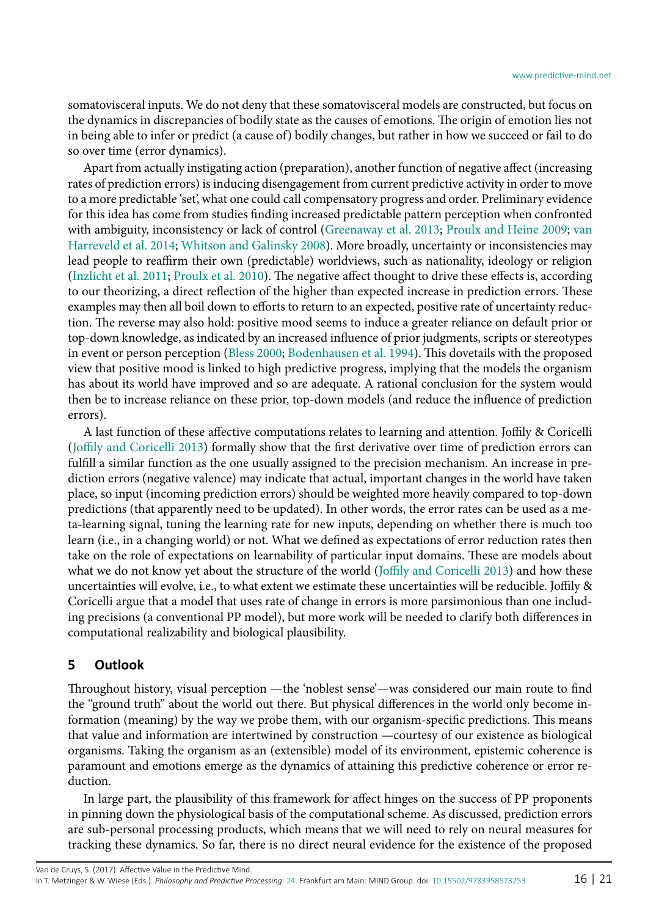somatovisceral inputs. We do not deny that these somatovisceral models are constructed, but focus on the dynamics in discrepancies of bodily state as the causes of emotions. The origin of emotion lies not in being able to infer or predict (a cause of) bodily changes, but rather in how we succeed or fail to do so over time (error dynamics).

Apart from actually instigating action (preparation), another function of negative affect (increasing rates of prediction errors) is inducing disengagement from current predictive activity in order to move to a more predictable 'set', what one could call compensatory progress and order. Preliminary evidence for this idea has come from studies finding increased predictable pattern perception when confronted with ambiguity, inconsistency or lack of control (Greenaway et al. 2013; Proulx and Heine 2009; van Harreveld et al. 2014; Whitson and Galinsky 2008). More broadly, uncertainty or inconsistencies may lead people to reaffirm their own (predictable) worldviews, such as nationality, ideology or religion (Inzlicht et al. 2011; Proulx et al. 2010). The negative affect thought to drive these effects is, according to our theorizing, a direct reflection of the higher than expected increase in prediction errors. These examples may then all boil down to efforts to return to an expected, positive rate of uncertainty reduction. The reverse may also hold: positive mood seems to induce a greater reliance on default prior or top-down knowledge, as indicated by an increased influence of prior judgments, scripts or stereotypes in event or person perception (Bless 2000; Bodenhausen et al. 1994). This dovetails with the proposed view that positive mood is linked to high predictive progress, implying that the models the organism has about its world have improved and so are adequate. A rational conclusion for the system would then be to increase reliance on these prior, top-down models (and reduce the influence of prediction errors).

A last function of these affective computations relates to learning and attention. Joffily & Coricelli (Joffily and Coricelli 2013) formally show that the first derivative over time of prediction errors can fulfill a similar function as the one usually assigned to the precision mechanism. An increase in prediction errors (negative valence) may indicate that actual, important changes in the world have taken place, so input (incoming prediction errors) should be weighted more heavily compared to top-down predictions (that apparently need to be updated). In other words, the error rates can be used as a meta-learning signal, tuning the learning rate for new inputs, depending on whether there is much too learn (i.e., in a changing world) or not. What we defined as expectations of error reduction rates then take on the role of expectations on learnability of particular input domains. These are models about what we do not know yet about the structure of the world (Joffily and Coricelli 2013) and how these uncertainties will evolve, i.e., to what extent we estimate these uncertainties will be reducible. Joffily & Coricelli argue that a model that uses rate of change in errors is more parsimonious than one including precisions (a conventional PP model), but more work will be needed to clarify both differences in computational realizability and biological plausibility.

## 5 Outlook

Throughout history, visual perception —the 'noblest sense'—was considered our main route to find the "ground truth" about the world out there. But physical differences in the world only become information (meaning) by the way we probe them, with our organism-specific predictions. This means that value and information are intertwined by construction —courtesy of our existence as biological organisms. Taking the organism as an (extensible) model of its environment, epistemic coherence is paramount and emotions emerge as the dynamics of attaining this predictive coherence or error reduction.

In large part, the plausibility of this framework for affect hinges on the success of PP proponents in pinning down the physiological basis of the computational scheme. As discussed, prediction errors are sub-personal processing products, which means that we will need to rely on neural measures for tracking these dynamics. So far, there is no direct neural evidence for the existence of the proposed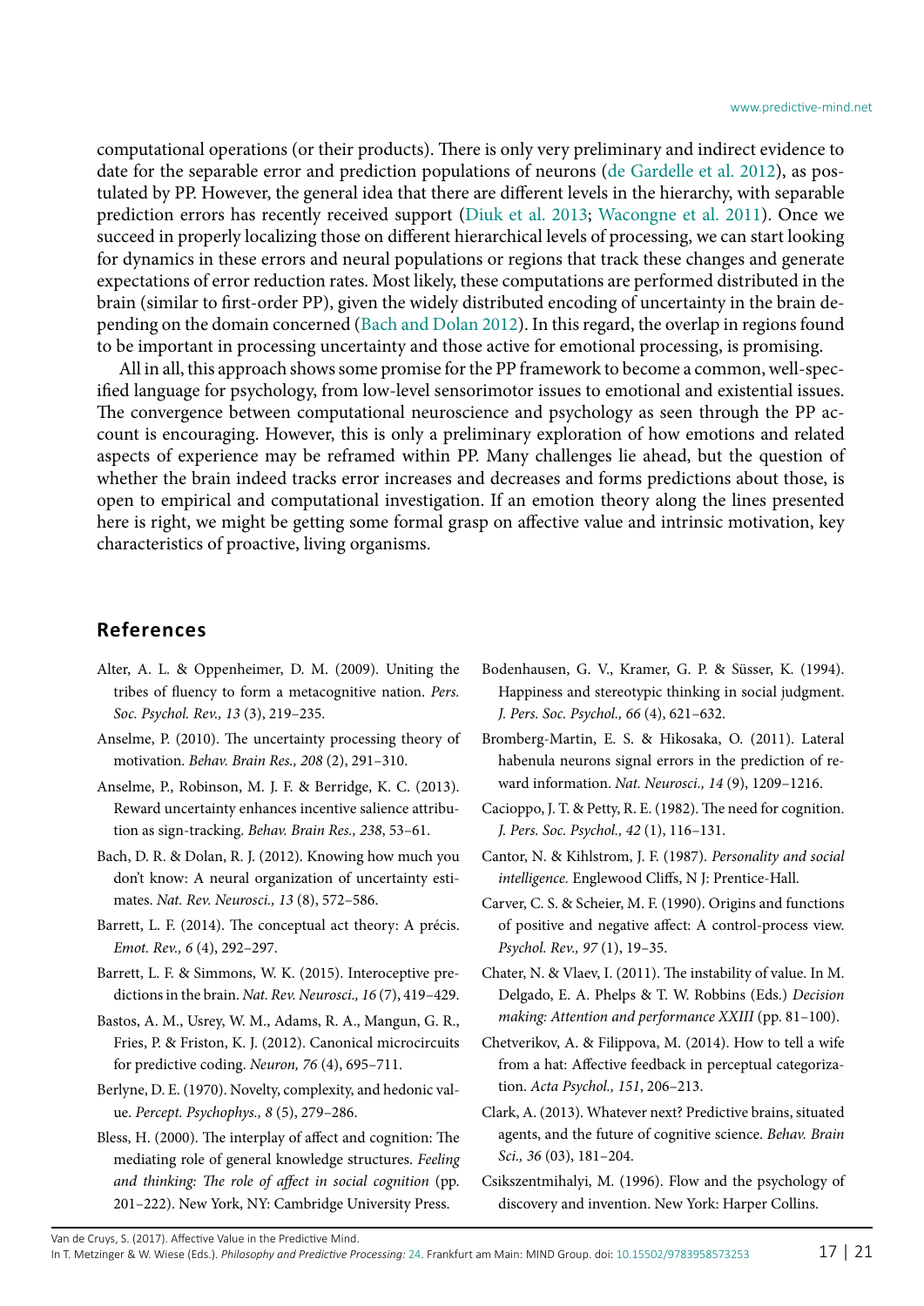computational operations (or their products). There is only very preliminary and indirect evidence to date for the separable error and prediction populations of neurons (de Gardelle et al. 2012), as postulated by PP. However, the general idea that there are different levels in the hierarchy, with separable prediction errors has recently received support (Diuk et al. 2013; Wacongne et al. 2011). Once we succeed in properly localizing those on different hierarchical levels of processing, we can start looking for dynamics in these errors and neural populations or regions that track these changes and generate expectations of error reduction rates. Most likely, these computations are performed distributed in the brain (similar to first-order PP), given the widely distributed encoding of uncertainty in the brain depending on the domain concerned (Bach and Dolan 2012). In this regard, the overlap in regions found to be important in processing uncertainty and those active for emotional processing, is promising.

All in all, this approach shows some promise for the PP framework to become a common, well-specified language for psychology, from low-level sensorimotor issues to emotional and existential issues. The convergence between computational neuroscience and psychology as seen through the PP account is encouraging. However, this is only a preliminary exploration of how emotions and related aspects of experience may be reframed within PP. Many challenges lie ahead, but the question of whether the brain indeed tracks error increases and decreases and forms predictions about those, is open to empirical and computational investigation. If an emotion theory along the lines presented here is right, we might be getting some formal grasp on affective value and intrinsic motivation, key characteristics of proactive, living organisms.

## References

Alter, A. L. & Oppenheimer, D. M. (2009). Uniting the tribes of fluency to form a metacognitive nation. *Pers. Soc. Psychol. Rev., 13* (3), 219–235.

Anselme, P. (2010). The uncertainty processing theory of motivation. *Behav. Brain Res., 208* (2), 291–310.

Anselme, P., Robinson, M. J. F. & Berridge, K. C. (2013). Reward uncertainty enhances incentive salience attribution as sign-tracking. *Behav. Brain Res., 238*, 53–61.

Bach, D. R. & Dolan, R. J. (2012). Knowing how much you don't know: A neural organization of uncertainty estimates. *Nat. Rev. Neurosci., 13* (8), 572–586.

Barrett, L. F. (2014). The conceptual act theory: A précis. *Emot. Rev., 6* (4), 292–297.

Barrett, L. F. & Simmons, W. K. (2015). Interoceptive predictions in the brain. *Nat. Rev. Neurosci., 16* (7), 419–429.

Bastos, A. M., Usrey, W. M., Adams, R. A., Mangun, G. R., Fries, P. & Friston, K. J. (2012). Canonical microcircuits for predictive coding. *Neuron, 76* (4), 695–711.

Berlyne, D. E. (1970). Novelty, complexity, and hedonic value. *Percept. Psychophys., 8* (5), 279–286.

Bless, H. (2000). The interplay of affect and cognition: The mediating role of general knowledge structures. *Feeling and thinking: The role of affect in social cognition* (pp. 201–222). New York, NY: Cambridge University Press.

Bodenhausen, G. V., Kramer, G. P. & Süsser, K. (1994). Happiness and stereotypic thinking in social judgment. *J. Pers. Soc. Psychol., 66* (4), 621–632.

Bromberg-Martin, E. S. & Hikosaka, O. (2011). Lateral habenula neurons signal errors in the prediction of reward information. *Nat. Neurosci., 14* (9), 1209–1216.

Cacioppo, J. T. & Petty, R. E. (1982). The need for cognition. *J. Pers. Soc. Psychol., 42* (1), 116–131.

Cantor, N. & Kihlstrom, J. F. (1987). *Personality and social intelligence.* Englewood Cliffs, N J: Prentice-Hall.

Carver, C. S. & Scheier, M. F. (1990). Origins and functions of positive and negative affect: A control-process view. *Psychol. Rev., 97* (1), 19–35.

Chater, N. & Vlaev, I. (2011). The instability of value. In M. Delgado, E. A. Phelps & T. W. Robbins (Eds.) *Decision making: Attention and performance XXIII* (pp. 81–100).

Chetverikov, A. & Filippova, M. (2014). How to tell a wife from a hat: Affective feedback in perceptual categorization. *Acta Psychol., 151*, 206–213.

Clark, A. (2013). Whatever next? Predictive brains, situated agents, and the future of cognitive science. *Behav. Brain Sci., 36* (03), 181–204.

Csikszentmihalyi, M. (1996). Flow and the psychology of discovery and invention. New York: Harper Collins.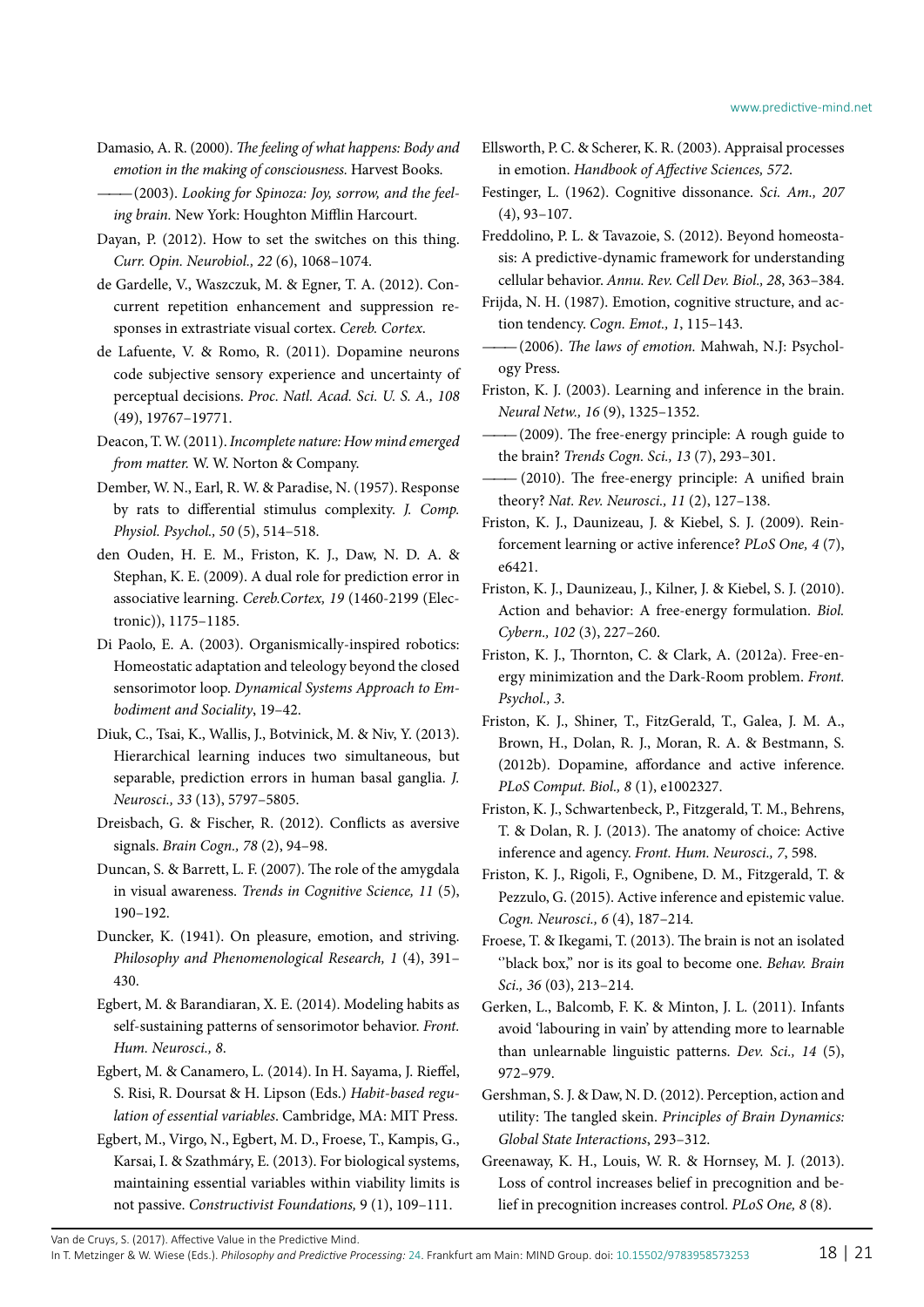Damasio, A. R. (2000). *The feeling of what happens: Body and emotion in the making of consciousness.* Harvest Books.

——— (2003). *Looking for Spinoza: Joy, sorrow, and the feeling brain.* New York: Houghton Mifflin Harcourt.

Dayan, P. (2012). How to set the switches on this thing. *Curr. Opin. Neurobiol., 22* (6), 1068–1074.

de Gardelle, V., Waszczuk, M. & Egner, T. A. (2012). Concurrent repetition enhancement and suppression responses in extrastriate visual cortex. *Cereb. Cortex.*

de Lafuente, V. & Romo, R. (2011). Dopamine neurons code subjective sensory experience and uncertainty of perceptual decisions. *Proc. Natl. Acad. Sci. U. S. A., 108* (49), 19767–19771.

Deacon, T. W. (2011). *Incomplete nature: How mind emerged from matter.* W. W. Norton & Company.

Dember, W. N., Earl, R. W. & Paradise, N. (1957). Response by rats to differential stimulus complexity. *J. Comp. Physiol. Psychol., 50* (5), 514–518.

den Ouden, H. E. M., Friston, K. J., Daw, N. D. A. & Stephan, K. E. (2009). A dual role for prediction error in associative learning. *Cereb.Cortex, 19* (1460-2199 (Electronic)), 1175–1185.

Di Paolo, E. A. (2003). Organismically-inspired robotics: Homeostatic adaptation and teleology beyond the closed sensorimotor loop. *Dynamical Systems Approach to Embodiment and Sociality*, 19–42.

Diuk, C., Tsai, K., Wallis, J., Botvinick, M. & Niv, Y. (2013). Hierarchical learning induces two simultaneous, but separable, prediction errors in human basal ganglia. *J. Neurosci., 33* (13), 5797–5805.

Dreisbach, G. & Fischer, R. (2012). Conflicts as aversive signals. *Brain Cogn., 78* (2), 94–98.

Duncan, S. & Barrett, L. F. (2007). The role of the amygdala in visual awareness. *Trends in Cognitive Science, 11* (5), 190–192.

Duncker, K. (1941). On pleasure, emotion, and striving. *Philosophy and Phenomenological Research, 1* (4), 391–430.

Egbert, M. & Barandiaran, X. E. (2014). Modeling habits as self-sustaining patterns of sensorimotor behavior. *Front. Hum. Neurosci., 8.*

Egbert, M. & Canamero, L. (2014). In H. Sayama, J. Rieffel, S. Risi, R. Doursat & H. Lipson (Eds.) *Habit-based regulation of essential variables*. Cambridge, MA: MIT Press.

Egbert, M., Virgo, N., Egbert, M. D., Froese, T., Kampis, G., Karsai, I. & Szathmáry, E. (2013). For biological systems, maintaining essential variables within viability limits is not passive. *Constructivist Foundations,* 9 (1), 109–111.

Ellsworth, P. C. & Scherer, K. R. (2003). Appraisal processes in emotion. *Handbook of Affective Sciences, 572.*

Festinger, L. (1962). Cognitive dissonance. *Sci. Am., 207* (4), 93–107.

Freddolino, P. L. & Tavazoie, S. (2012). Beyond homeostasis: A predictive-dynamic framework for understanding cellular behavior. *Annu. Rev. Cell Dev. Biol., 28*, 363–384.

Frijda, N. H. (1987). Emotion, cognitive structure, and action tendency. *Cogn. Emot., 1*, 115–143.

——— (2006). *The laws of emotion.* Mahwah, N.J: Psychology Press.

Friston, K. J. (2003). Learning and inference in the brain. *Neural Netw., 16* (9), 1325–1352.

——— (2009). The free-energy principle: A rough guide to the brain? *Trends Cogn. Sci., 13* (7), 293–301.

——— (2010). The free-energy principle: A unified brain theory? *Nat. Rev. Neurosci., 11* (2), 127–138.

Friston, K. J., Daunizeau, J. & Kiebel, S. J. (2009). Reinforcement learning or active inference? *PLoS One, 4* (7), e6421.

Friston, K. J., Daunizeau, J., Kilner, J. & Kiebel, S. J. (2010). Action and behavior: A free-energy formulation. *Biol. Cybern., 102* (3), 227–260.

Friston, K. J., Thornton, C. & Clark, A. (2012a). Free-energy minimization and the Dark-Room problem. *Front. Psychol., 3.*

Friston, K. J., Shiner, T., FitzGerald, T., Galea, J. M. A., Brown, H., Dolan, R. J., Moran, R. A. & Bestmann, S. (2012b). Dopamine, affordance and active inference. *PLoS Comput. Biol., 8* (1), e1002327.

Friston, K. J., Schwartenbeck, P., Fitzgerald, T. M., Behrens, T. & Dolan, R. J. (2013). The anatomy of choice: Active inference and agency. *Front. Hum. Neurosci., 7*, 598.

Friston, K. J., Rigoli, F., Ognibene, D. M., Fitzgerald, T. & Pezzulo, G. (2015). Active inference and epistemic value. *Cogn. Neurosci., 6* (4), 187–214.

Froese, T. & Ikegami, T. (2013). The brain is not an isolated ''black box,'' nor is its goal to become one. *Behav. Brain Sci., 36* (03), 213–214.

Gerken, L., Balcomb, F. K. & Minton, J. L. (2011). Infants avoid 'labouring in vain' by attending more to learnable than unlearnable linguistic patterns. *Dev. Sci., 14* (5), 972–979.

Gershman, S. J. & Daw, N. D. (2012). Perception, action and utility: The tangled skein. *Principles of Brain Dynamics: Global State Interactions*, 293–312.

Greenaway, K. H., Louis, W. R. & Hornsey, M. J. (2013). Loss of control increases belief in precognition and belief in precognition increases control. *PLoS One, 8* (8).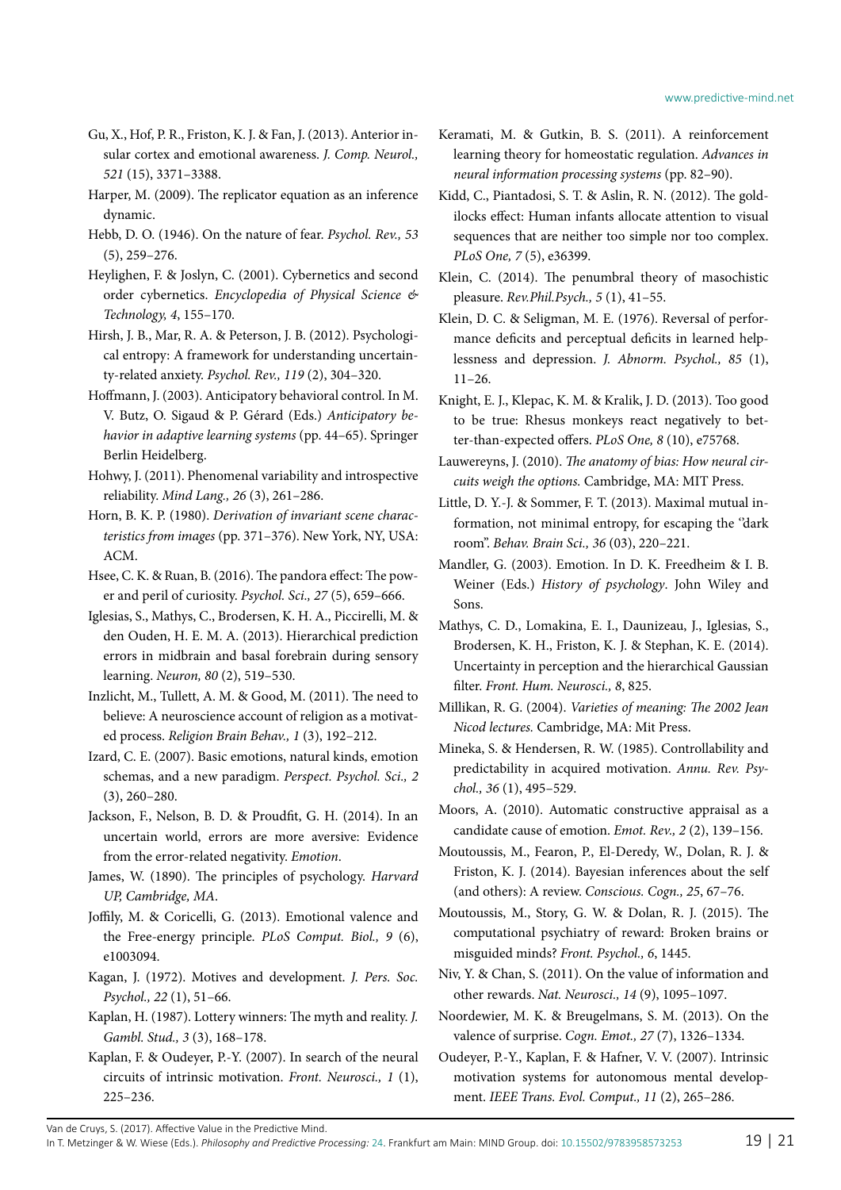Gu, X., Hof, P. R., Friston, K. J. & Fan, J. (2013). Anterior insular cortex and emotional awareness. *J. Comp. Neurol., 521* (15), 3371–3388.

Harper, M. (2009). The replicator equation as an inference dynamic.

Hebb, D. O. (1946). On the nature of fear. *Psychol. Rev., 53* (5), 259–276.

Heylighen, F. & Joslyn, C. (2001). Cybernetics and second order cybernetics. *Encyclopedia of Physical Science & Technology, 4*, 155–170.

Hirsh, J. B., Mar, R. A. & Peterson, J. B. (2012). Psychological entropy: A framework for understanding uncertainty-related anxiety. *Psychol. Rev., 119* (2), 304–320.

Hoffmann, J. (2003). Anticipatory behavioral control. In M. V. Butz, O. Sigaud & P. Gérard (Eds.) *Anticipatory behavior in adaptive learning systems* (pp. 44–65). Springer Berlin Heidelberg.

Hohwy, J. (2011). Phenomenal variability and introspective reliability. *Mind Lang., 26* (3), 261–286.

Horn, B. K. P. (1980). *Derivation of invariant scene characteristics from images* (pp. 371–376). New York, NY, USA: ACM.

Hsee, C. K. & Ruan, B. (2016). The pandora effect: The power and peril of curiosity. *Psychol. Sci., 27* (5), 659–666.

Iglesias, S., Mathys, C., Brodersen, K. H. A., Piccirelli, M. & den Ouden, H. E. M. A. (2013). Hierarchical prediction errors in midbrain and basal forebrain during sensory learning. *Neuron, 80* (2), 519–530.

Inzlicht, M., Tullett, A. M. & Good, M. (2011). The need to believe: A neuroscience account of religion as a motivated process. *Religion Brain Behav., 1* (3), 192–212.

Izard, C. E. (2007). Basic emotions, natural kinds, emotion schemas, and a new paradigm. *Perspect. Psychol. Sci., 2* (3), 260–280.

Jackson, F., Nelson, B. D. & Proudfit, G. H. (2014). In an uncertain world, errors are more aversive: Evidence from the error-related negativity. *Emotion*.

James, W. (1890). The principles of psychology. *Harvard UP, Cambridge, MA*.

Joffily, M. & Coricelli, G. (2013). Emotional valence and the Free-energy principle. *PLoS Comput. Biol., 9* (6), e1003094.

Kagan, J. (1972). Motives and development. *J. Pers. Soc. Psychol., 22* (1), 51–66.

Kaplan, H. (1987). Lottery winners: The myth and reality. *J. Gambl. Stud., 3* (3), 168–178.

Kaplan, F. & Oudeyer, P.-Y. (2007). In search of the neural circuits of intrinsic motivation. *Front. Neurosci., 1* (1), 225–236.

Keramati, M. & Gutkin, B. S. (2011). A reinforcement learning theory for homeostatic regulation. *Advances in neural information processing systems* (pp. 82–90).

Kidd, C., Piantadosi, S. T. & Aslin, R. N. (2012). The goldilocks effect: Human infants allocate attention to visual sequences that are neither too simple nor too complex. *PLoS One, 7* (5), e36399.

Klein, C. (2014). The penumbral theory of masochistic pleasure. *Rev.Phil.Psych., 5* (1), 41–55.

Klein, D. C. & Seligman, M. E. (1976). Reversal of performance deficits and perceptual deficits in learned helplessness and depression. *J. Abnorm. Psychol., 85* (1), 11–26.

Knight, E. J., Klepac, K. M. & Kralik, J. D. (2013). Too good to be true: Rhesus monkeys react negatively to better-than-expected offers. *PLoS One, 8* (10), e75768.

Lauwereyns, J. (2010). *The anatomy of bias: How neural circuits weigh the options.* Cambridge, MA: MIT Press.

Little, D. Y.-J. & Sommer, F. T. (2013). Maximal mutual information, not minimal entropy, for escaping the "dark room". *Behav. Brain Sci., 36* (03), 220–221.

Mandler, G. (2003). Emotion. In D. K. Freedheim & I. B. Weiner (Eds.) *History of psychology*. John Wiley and Sons.

Mathys, C. D., Lomakina, E. I., Daunizeau, J., Iglesias, S., Brodersen, K. H., Friston, K. J. & Stephan, K. E. (2014). Uncertainty in perception and the hierarchical Gaussian filter. *Front. Hum. Neurosci., 8*, 825.

Millikan, R. G. (2004). *Varieties of meaning: The 2002 Jean Nicod lectures.* Cambridge, MA: Mit Press.

Mineka, S. & Hendersen, R. W. (1985). Controllability and predictability in acquired motivation. *Annu. Rev. Psychol., 36* (1), 495–529.

Moors, A. (2010). Automatic constructive appraisal as a candidate cause of emotion. *Emot. Rev., 2* (2), 139–156.

Moutoussis, M., Fearon, P., El-Deredy, W., Dolan, R. J. & Friston, K. J. (2014). Bayesian inferences about the self (and others): A review. *Conscious. Cogn., 25*, 67–76.

Moutoussis, M., Story, G. W. & Dolan, R. J. (2015). The computational psychiatry of reward: Broken brains or misguided minds? *Front. Psychol., 6*, 1445.

Niv, Y. & Chan, S. (2011). On the value of information and other rewards. *Nat. Neurosci., 14* (9), 1095–1097.

Noordewier, M. K. & Breugelmans, S. M. (2013). On the valence of surprise. *Cogn. Emot., 27* (7), 1326–1334.

Oudeyer, P.-Y., Kaplan, F. & Hafner, V. V. (2007). Intrinsic motivation systems for autonomous mental development. *IEEE Trans. Evol. Comput., 11* (2), 265–286.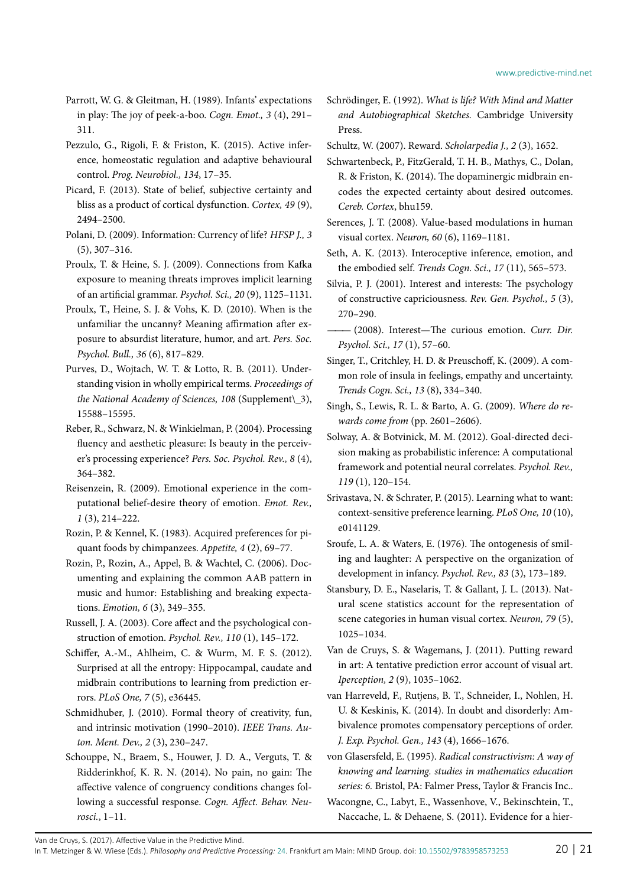Parrott, W. G. & Gleitman, H. (1989). Infants' expectations in play: The joy of peek-a-boo. *Cogn. Emot., 3* (4), 291–311.

Pezzulo, G., Rigoli, F. & Friston, K. (2015). Active inference, homeostatic regulation and adaptive behavioural control. *Prog. Neurobiol., 134*, 17–35.

Picard, F. (2013). State of belief, subjective certainty and bliss as a product of cortical dysfunction. *Cortex, 49* (9), 2494–2500.

Polani, D. (2009). Information: Currency of life? *HFSP J., 3* (5), 307–316.

Proulx, T. & Heine, S. J. (2009). Connections from Kafka exposure to meaning threats improves implicit learning of an artificial grammar. *Psychol. Sci., 20* (9), 1125–1131.

Proulx, T., Heine, S. J. & Vohs, K. D. (2010). When is the unfamiliar the uncanny? Meaning affirmation after exposure to absurdist literature, humor, and art. *Pers. Soc. Psychol. Bull., 36* (6), 817–829.

Purves, D., Wojtach, W. T. & Lotto, R. B. (2011). Understanding vision in wholly empirical terms. *Proceedings of the National Academy of Sciences, 108* (Supplement\_3), 15588–15595.

Reber, R., Schwarz, N. & Winkielman, P. (2004). Processing fluency and aesthetic pleasure: Is beauty in the perceiver's processing experience? *Pers. Soc. Psychol. Rev., 8* (4), 364–382.

Reisenzein, R. (2009). Emotional experience in the computational belief-desire theory of emotion. *Emot. Rev., 1* (3), 214–222.

Rozin, P. & Kennel, K. (1983). Acquired preferences for piquant foods by chimpanzees. *Appetite, 4* (2), 69–77.

Rozin, P., Rozin, A., Appel, B. & Wachtel, C. (2006). Documenting and explaining the common AAB pattern in music and humor: Establishing and breaking expectations. *Emotion, 6* (3), 349–355.

Russell, J. A. (2003). Core affect and the psychological construction of emotion. *Psychol. Rev., 110* (1), 145–172.

Schiffer, A.-M., Ahlheim, C. & Wurm, M. F. S. (2012). Surprised at all the entropy: Hippocampal, caudate and midbrain contributions to learning from prediction errors. *PLoS One, 7* (5), e36445.

Schmidhuber, J. (2010). Formal theory of creativity, fun, and intrinsic motivation (1990–2010). *IEEE Trans. Auton. Ment. Dev., 2* (3), 230–247.

Schouppe, N., Braem, S., Houwer, J. D. A., Verguts, T. & Ridderinkhof, K. R. N. (2014). No pain, no gain: The affective valence of congruency conditions changes following a successful response. *Cogn. Affect. Behav. Neurosci.*, 1–11.

Schrödinger, E. (1992). *What is life? With Mind and Matter and Autobiographical Sketches.* Cambridge University Press.

Schultz, W. (2007). Reward. *Scholarpedia J., 2* (3), 1652.

Schwartenbeck, P., FitzGerald, T. H. B., Mathys, C., Dolan, R. & Friston, K. (2014). The dopaminergic midbrain encodes the expected certainty about desired outcomes. *Cereb. Cortex*, bhu159.

Serences, J. T. (2008). Value-based modulations in human visual cortex. *Neuron, 60* (6), 1169–1181.

Seth, A. K. (2013). Interoceptive inference, emotion, and the embodied self. *Trends Cogn. Sci., 17* (11), 565–573.

Silvia, P. J. (2001). Interest and interests: The psychology of constructive capriciousness. *Rev. Gen. Psychol., 5* (3), 270–290.

——— (2008). Interest—The curious emotion. *Curr. Dir. Psychol. Sci., 17* (1), 57–60.

Singer, T., Critchley, H. D. & Preuschoff, K. (2009). A common role of insula in feelings, empathy and uncertainty. *Trends Cogn. Sci., 13* (8), 334–340.

Singh, S., Lewis, R. L. & Barto, A. G. (2009). *Where do rewards come from* (pp. 2601–2606).

Solway, A. & Botvinick, M. M. (2012). Goal-directed decision making as probabilistic inference: A computational framework and potential neural correlates. *Psychol. Rev., 119* (1), 120–154.

Srivastava, N. & Schrater, P. (2015). Learning what to want: context-sensitive preference learning. *PLoS One, 10* (10), e0141129.

Sroufe, L. A. & Waters, E. (1976). The ontogenesis of smiling and laughter: A perspective on the organization of development in infancy. *Psychol. Rev., 83* (3), 173–189.

Stansbury, D. E., Naselaris, T. & Gallant, J. L. (2013). Natural scene statistics account for the representation of scene categories in human visual cortex. *Neuron, 79* (5), 1025–1034.

Van de Cruys, S. & Wagemans, J. (2011). Putting reward in art: A tentative prediction error account of visual art. *Iperception, 2* (9), 1035–1062.

van Harreveld, F., Rutjens, B. T., Schneider, I., Nohlen, H. U. & Keskinis, K. (2014). In doubt and disorderly: Ambivalence promotes compensatory perceptions of order. *J. Exp. Psychol. Gen., 143* (4), 1666–1676.

von Glasersfeld, E. (1995). *Radical constructivism: A way of knowing and learning. studies in mathematics education series: 6.* Bristol, PA: Falmer Press, Taylor & Francis Inc..

Wacongne, C., Labyt, E., Wassenhove, V., Bekinschtein, T., Naccache, L. & Dehaene, S. (2011). Evidence for a hier-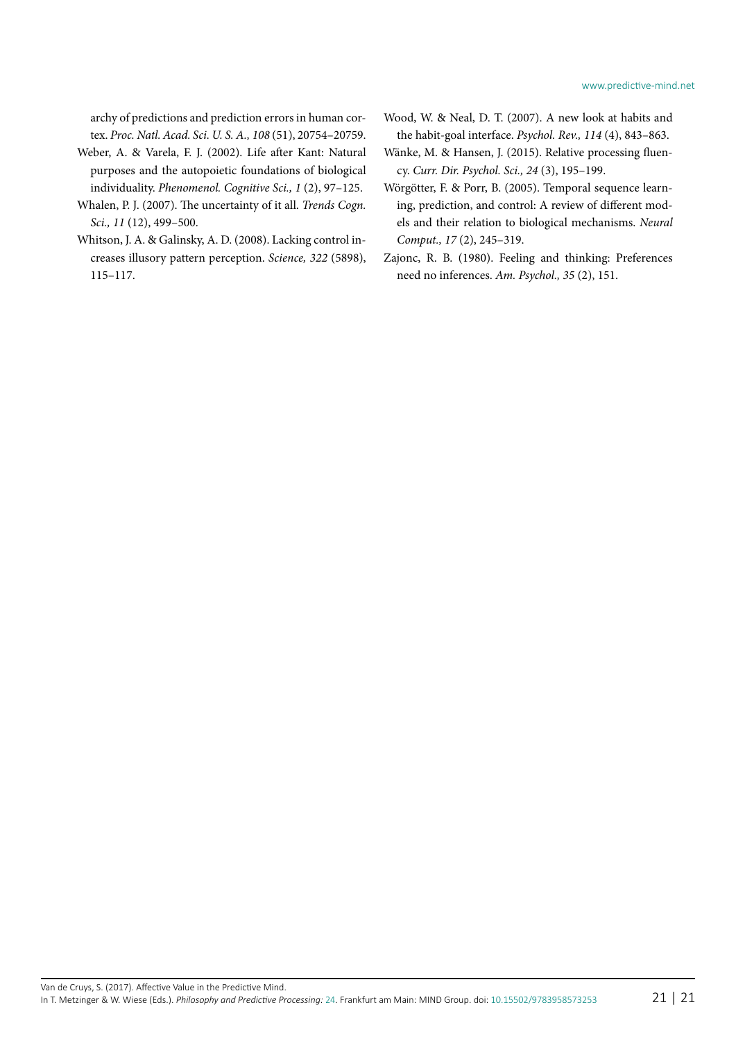archy of predictions and prediction errors in human cortex. *Proc. Natl. Acad. Sci. U. S. A., 108* (51), 20754–20759.

Weber, A. & Varela, F. J. (2002). Life after Kant: Natural purposes and the autopoietic foundations of biological individuality. *Phenomenol. Cognitive Sci., 1* (2), 97–125.

Whalen, P. J. (2007). The uncertainty of it all. *Trends Cogn. Sci., 11* (12), 499–500.

Whitson, J. A. & Galinsky, A. D. (2008). Lacking control increases illusory pattern perception. *Science, 322* (5898), 115–117.

Wood, W. & Neal, D. T. (2007). A new look at habits and the habit-goal interface. *Psychol. Rev., 114* (4), 843–863.

Wänke, M. & Hansen, J. (2015). Relative processing fluency. *Curr. Dir. Psychol. Sci., 24* (3), 195–199.

Wörgötter, F. & Porr, B. (2005). Temporal sequence learning, prediction, and control: A review of different models and their relation to biological mechanisms. *Neural Comput., 17* (2), 245–319.

Zajonc, R. B. (1980). Feeling and thinking: Preferences need no inferences. *Am. Psychol., 35* (2), 151.